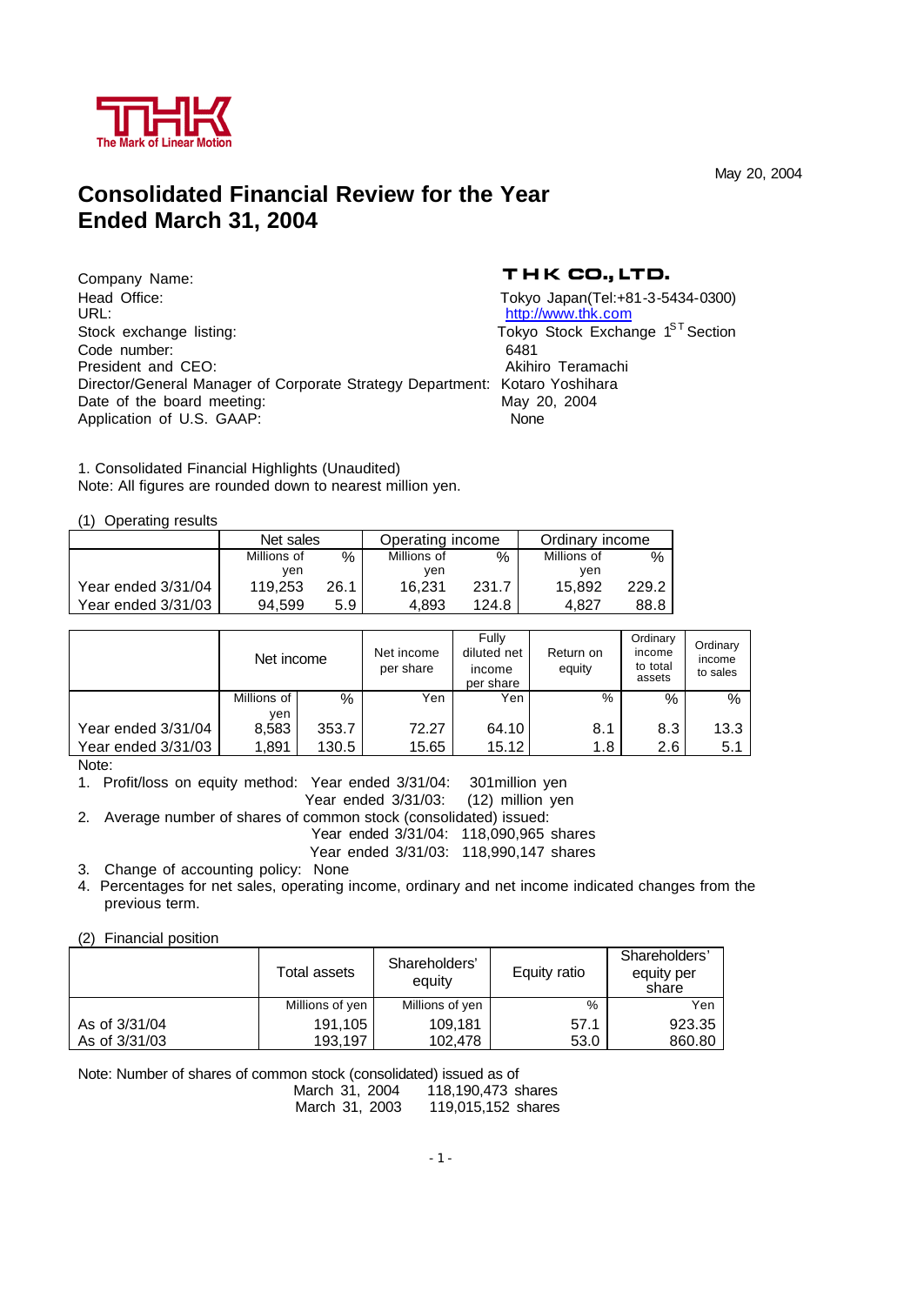THK

The Mark of Linear Motion

May 20, 2004

# Consolidated Financial Review for the Year Ended March 31, 2004

Company Name: **THK CO., LTD.**
Head Office: Tokyo Japan(Tel:+81-3-5434-0300)
URL: http://www.thk.com
Stock exchange listing: Tokyo Stock Exchange 1ST Section
Code number: 6481
President and CEO: Akihiro Teramachi
Director/General Manager of Corporate Strategy Department: Kotaro Yoshihara
Date of the board meeting: May 20, 2004
Application of U.S. GAAP: None

1. Consolidated Financial Highlights (Unaudited)
Note: All figures are rounded down to nearest million yen.

(1) Operating results

| | Net sales | | Operating income | | Ordinary income | |
|---|---|---|---|---|---|---|
| | Millions of yen | % | Millions of yen | % | Millions of yen | % |
| Year ended 3/31/04 | 119,253 | 26.1 | 16,231 | 231.7 | 15,892 | 229.2 |
| Year ended 3/31/03 | 94,599 | 5.9 | 4,893 | 124.8 | 4,827 | 88.8 |

| | Net income | | Net income per share | Fully diluted net income per share | Return on equity | Ordinary income to total assets | Ordinary income to sales |
|---|---|---|---|---|---|---|---|
| | Millions of yen | % | Yen | Yen | % | % | % |
| Year ended 3/31/04 | 8,583 | 353.7 | 72.27 | 64.10 | 8.1 | 8.3 | 13.3 |
| Year ended 3/31/03 | 1,891 | 130.5 | 15.65 | 15.12 | 1.8 | 2.6 | 5.1 |

Note:
1. Profit/loss on equity method: Year ended 3/31/04: 301million yen
   Year ended 3/31/03: (12) million yen
2. Average number of shares of common stock (consolidated) issued:
   Year ended 3/31/04: 118,090,965 shares
   Year ended 3/31/03: 118,990,147 shares
3. Change of accounting policy: None
4. Percentages for net sales, operating income, ordinary and net income indicated changes from the previous term.

(2) Financial position

| | Total assets | Shareholders' equity | Equity ratio | Shareholders' equity per share |
|---|---|---|---|---|
| | Millions of yen | Millions of yen | % | Yen |
| As of 3/31/04 | 191,105 | 109,181 | 57.1 | 923.35 |
| As of 3/31/03 | 193,197 | 102,478 | 53.0 | 860.80 |

Note: Number of shares of common stock (consolidated) issued as of
March 31, 2004 118,190,473 shares
March 31, 2003 119,015,152 shares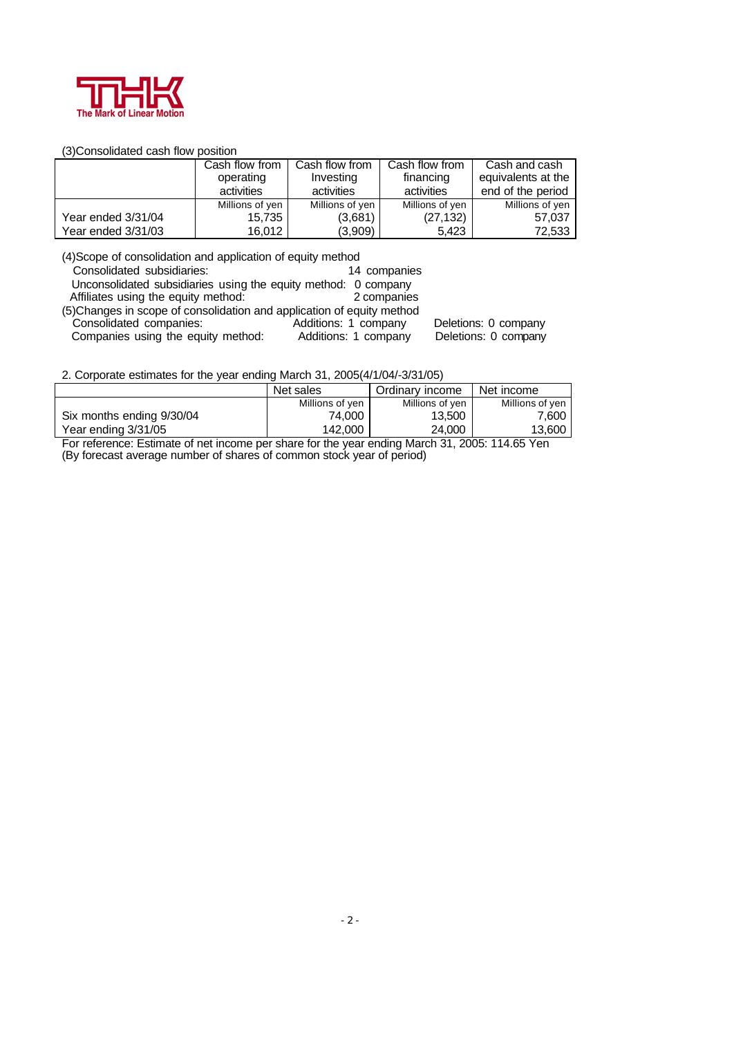(3)Consolidated cash flow position

| | Cash flow from operating activities | Cash flow from Investing activities | Cash flow from financing activities | Cash and cash equivalents at the end of the period |
|---|---|---|---|---|
| | Millions of yen | Millions of yen | Millions of yen | Millions of yen |
| Year ended 3/31/04 | 15,735 | (3,681) | (27,132) | 57,037 |
| Year ended 3/31/03 | 16,012 | (3,909) | 5,423 | 72,533 |

(4)Scope of consolidation and application of equity method

Consolidated subsidiaries: 14 companies

Unconsolidated subsidiaries using the equity method: 0 company

Affiliates using the equity method: 2 companies

(5)Changes in scope of consolidation and application of equity method

Consolidated companies: Additions: 1 company Deletions: 0 company

Companies using the equity method: Additions: 1 company Deletions: 0 company

2. Corporate estimates for the year ending March 31, 2005(4/1/04/-3/31/05)

| | Net sales | Ordinary income | Net income |
|---|---|---|---|
| | Millions of yen | Millions of yen | Millions of yen |
| Six months ending 9/30/04 | 74,000 | 13,500 | 7,600 |
| Year ending 3/31/05 | 142,000 | 24,000 | 13,600 |

For reference: Estimate of net income per share for the year ending March 31, 2005: 114.65 Yen
(By forecast average number of shares of common stock year of period)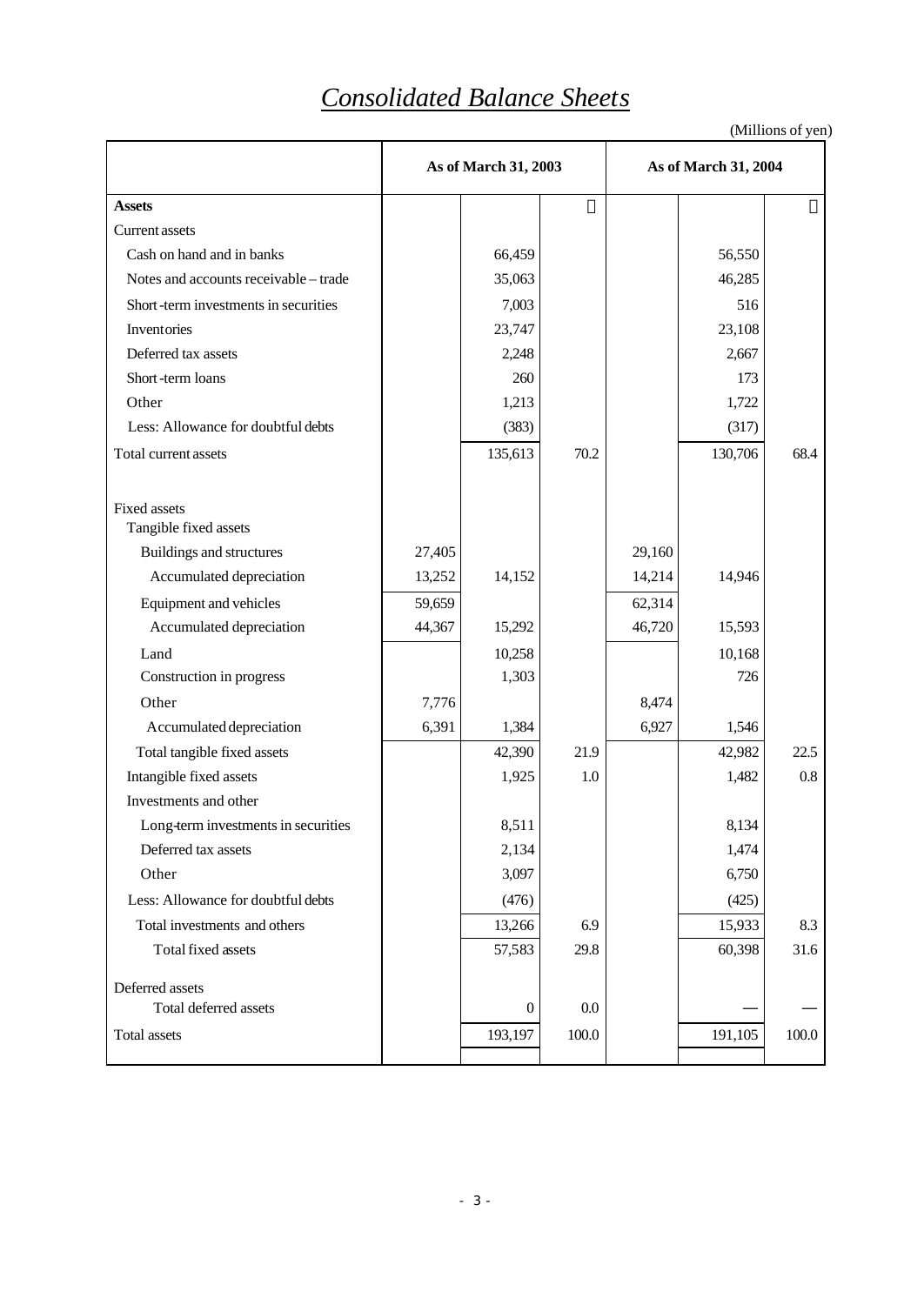# *Consolidated Balance Sheets*

(Millions of yen)

| | As of March 31, 2003 | | | As of March 31, 2004 | | |
|---|---|---|---|---|---|---|
| **Assets** | | | % | | | % |
| Current assets | | | | | | |
| Cash on hand and in banks | | 66,459 | | | 56,550 | |
| Notes and accounts receivable – trade | | 35,063 | | | 46,285 | |
| Short-term investments in securities | | 7,003 | | | 516 | |
| Inventories | | 23,747 | | | 23,108 | |
| Deferred tax assets | | 2,248 | | | 2,667 | |
| Short-term loans | | 260 | | | 173 | |
| Other | | 1,213 | | | 1,722 | |
| Less: Allowance for doubtful debts | | (383) | | | (317) | |
| Total current assets | | 135,613 | 70.2 | | 130,706 | 68.4 |
| Fixed assets | | | | | | |
| Tangible fixed assets | | | | | | |
| Buildings and structures | 27,405 | | | 29,160 | | |
| Accumulated depreciation | 13,252 | 14,152 | | 14,214 | 14,946 | |
| Equipment and vehicles | 59,659 | | | 62,314 | | |
| Accumulated depreciation | 44,367 | 15,292 | | 46,720 | 15,593 | |
| Land | | 10,258 | | | 10,168 | |
| Construction in progress | | 1,303 | | | 726 | |
| Other | 7,776 | | | 8,474 | | |
| Accumulated depreciation | 6,391 | 1,384 | | 6,927 | 1,546 | |
| Total tangible fixed assets | | 42,390 | 21.9 | | 42,982 | 22.5 |
| Intangible fixed assets | | 1,925 | 1.0 | | 1,482 | 0.8 |
| Investments and other | | | | | | |
| Long-term investments in securities | | 8,511 | | | 8,134 | |
| Deferred tax assets | | 2,134 | | | 1,474 | |
| Other | | 3,097 | | | 6,750 | |
| Less: Allowance for doubtful debts | | (476) | | | (425) | |
| Total investments and others | | 13,266 | 6.9 | | 15,933 | 8.3 |
| Total fixed assets | | 57,583 | 29.8 | | 60,398 | 31.6 |
| Deferred assets | | | | | | |
| Total deferred assets | | 0 | 0.0 | | — | — |
| Total assets | | 193,197 | 100.0 | | 191,105 | 100.0 |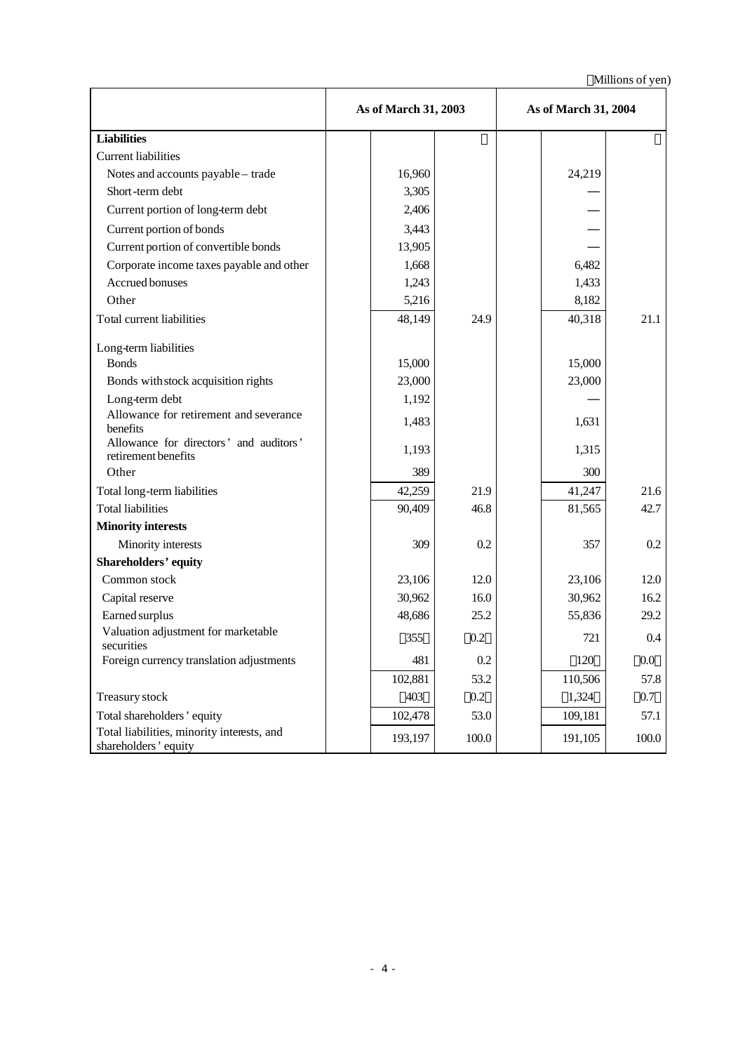(Millions of yen)

| | As of March 31, 2003 | | As of March 31, 2004 | |
|---|---|---|---|---|
| **Liabilities** | | % | | % |
| Current liabilities | | | | |
| Notes and accounts payable – trade | 16,960 | | 24,219 | |
| Short-term debt | 3,305 | | — | |
| Current portion of long-term debt | 2,406 | | — | |
| Current portion of bonds | 3,443 | | — | |
| Current portion of convertible bonds | 13,905 | | — | |
| Corporate income taxes payable and other | 1,668 | | 6,482 | |
| Accrued bonuses | 1,243 | | 1,433 | |
| Other | 5,216 | | 8,182 | |
| Total current liabilities | 48,149 | 24.9 | 40,318 | 21.1 |
| Long-term liabilities | | | | |
| Bonds | 15,000 | | 15,000 | |
| Bonds with stock acquisition rights | 23,000 | | 23,000 | |
| Long-term debt | 1,192 | | — | |
| Allowance for retirement and severance benefits | 1,483 | | 1,631 | |
| Allowance for directors' and auditors' retirement benefits | 1,193 | | 1,315 | |
| Other | 389 | | 300 | |
| Total long-term liabilities | 42,259 | 21.9 | 41,247 | 21.6 |
| Total liabilities | 90,409 | 46.8 | 81,565 | 42.7 |
| **Minority interests** | | | | |
| Minority interests | 309 | 0.2 | 357 | 0.2 |
| **Shareholders' equity** | | | | |
| Common stock | 23,106 | 12.0 | 23,106 | 12.0 |
| Capital reserve | 30,962 | 16.0 | 30,962 | 16.2 |
| Earned surplus | 48,686 | 25.2 | 55,836 | 29.2 |
| Valuation adjustment for marketable securities | (355) | (0.2) | 721 | 0.4 |
| Foreign currency translation adjustments | 481 | 0.2 | (120) | (0.0) |
| | 102,881 | 53.2 | 110,506 | 57.8 |
| Treasury stock | (403) | (0.2) | (1,324) | (0.7) |
| Total shareholders' equity | 102,478 | 53.0 | 109,181 | 57.1 |
| Total liabilities, minority interests, and shareholders' equity | 193,197 | 100.0 | 191,105 | 100.0 |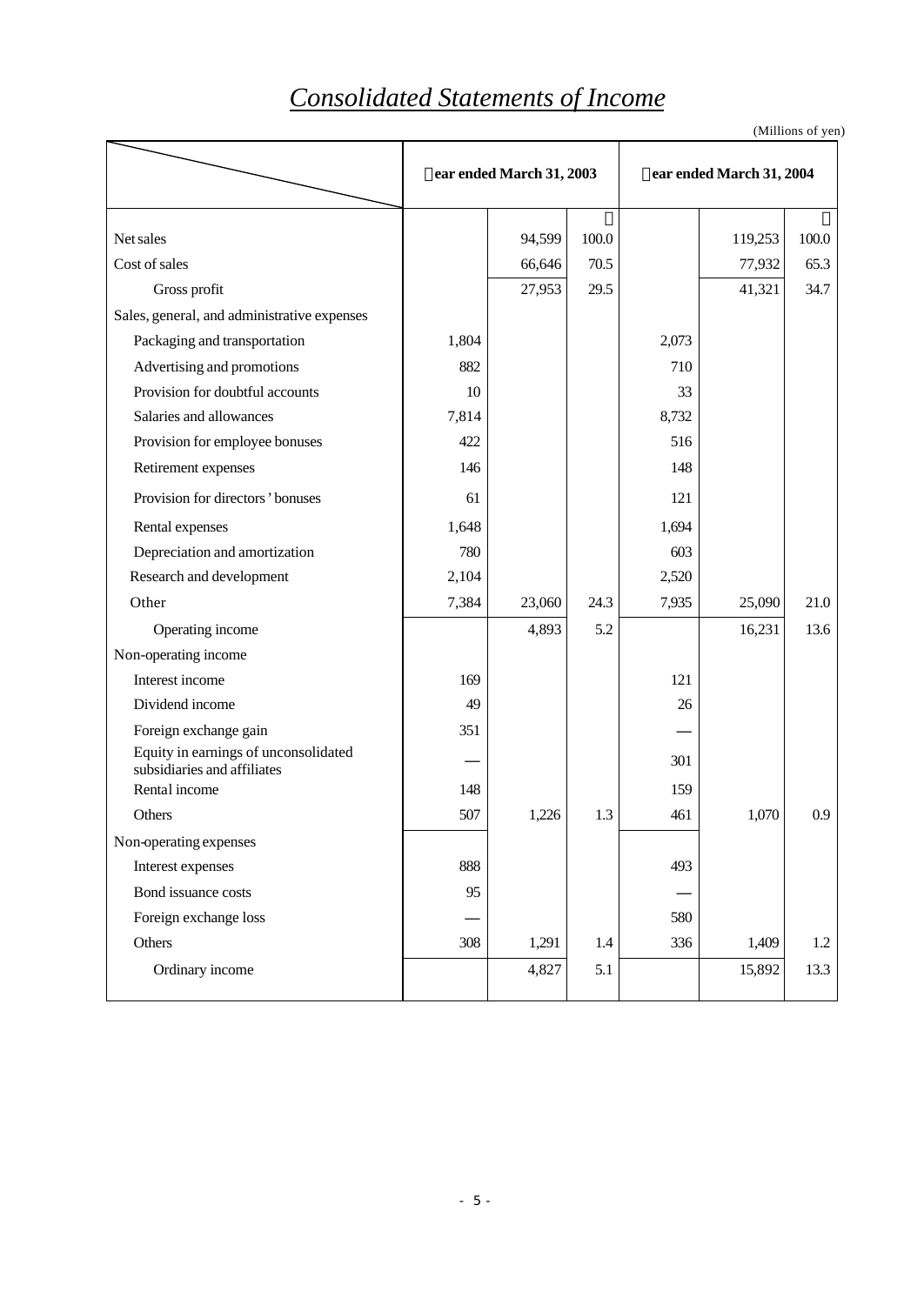# *Consolidated Statements of Income*

(Millions of yen)

| | Year ended March 31, 2003 | | | Year ended March 31, 2004 | | |
|---|---|---|---|---|---|---|
| | | | % | | | % |
| Net sales | | 94,599 | 100.0 | | 119,253 | 100.0 |
| Cost of sales | | 66,646 | 70.5 | | 77,932 | 65.3 |
| Gross profit | | 27,953 | 29.5 | | 41,321 | 34.7 |
| Sales, general, and administrative expenses | | | | | | |
| Packaging and transportation | 1,804 | | | 2,073 | | |
| Advertising and promotions | 882 | | | 710 | | |
| Provision for doubtful accounts | 10 | | | 33 | | |
| Salaries and allowances | 7,814 | | | 8,732 | | |
| Provision for employee bonuses | 422 | | | 516 | | |
| Retirement expenses | 146 | | | 148 | | |
| Provision for directors' bonuses | 61 | | | 121 | | |
| Rental expenses | 1,648 | | | 1,694 | | |
| Depreciation and amortization | 780 | | | 603 | | |
| Research and development | 2,104 | | | 2,520 | | |
| Other | 7,384 | 23,060 | 24.3 | 7,935 | 25,090 | 21.0 |
| Operating income | | 4,893 | 5.2 | | 16,231 | 13.6 |
| Non-operating income | | | | | | |
| Interest income | 169 | | | 121 | | |
| Dividend income | 49 | | | 26 | | |
| Foreign exchange gain | 351 | | | — | | |
| Equity in earnings of unconsolidated subsidiaries and affiliates | — | | | 301 | | |
| Rental income | 148 | | | 159 | | |
| Others | 507 | 1,226 | 1.3 | 461 | 1,070 | 0.9 |
| Non-operating expenses | | | | | | |
| Interest expenses | 888 | | | 493 | | |
| Bond issuance costs | 95 | | | — | | |
| Foreign exchange loss | — | | | 580 | | |
| Others | 308 | 1,291 | 1.4 | 336 | 1,409 | 1.2 |
| Ordinary income | | 4,827 | 5.1 | | 15,892 | 13.3 |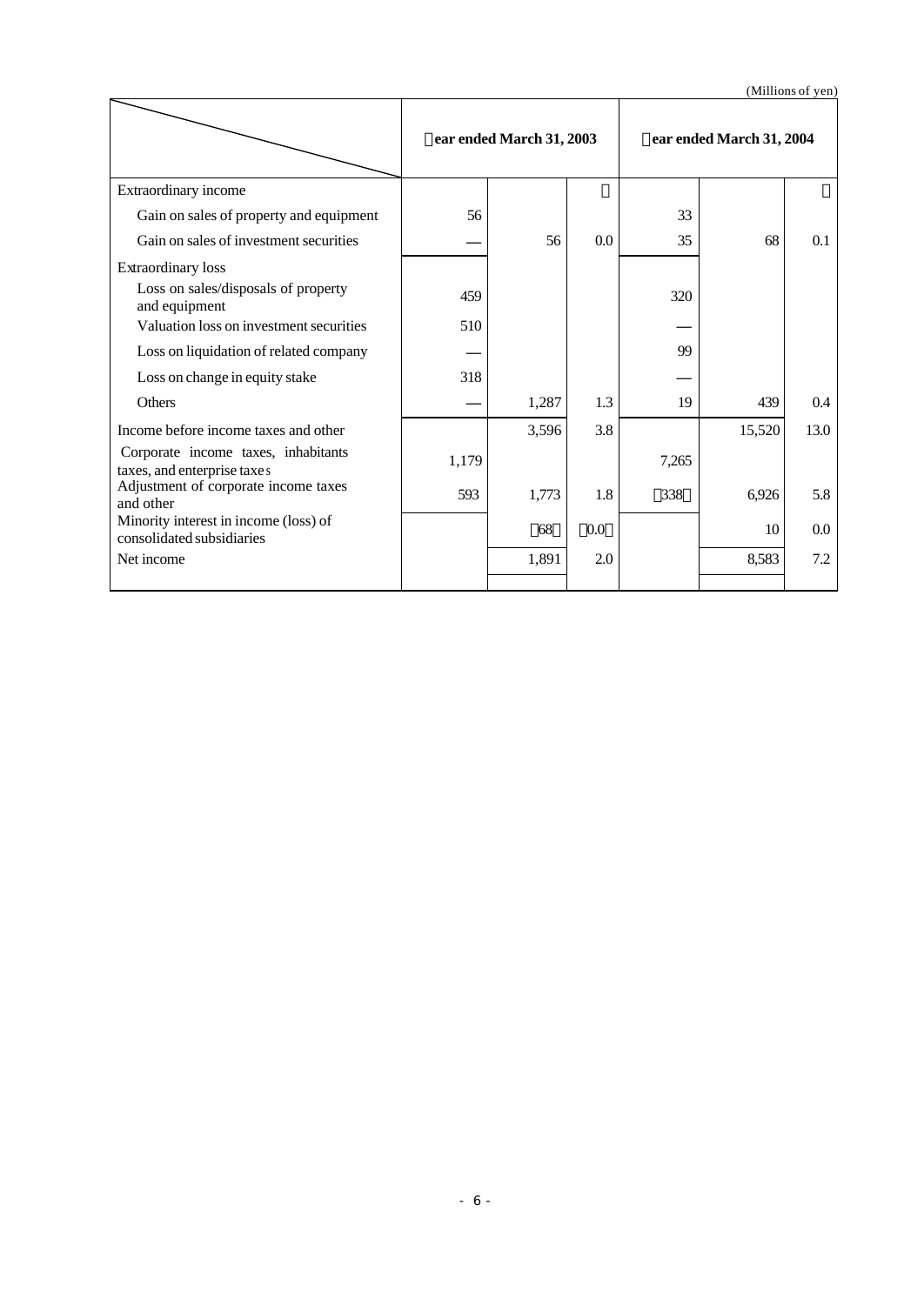(Millions of yen)

| | Year ended March 31, 2003 | | | Year ended March 31, 2004 | | |
|---|---|---|---|---|---|---|
| | | | % | | | % |
| Extraordinary income | | | | | | |
| Gain on sales of property and equipment | 56 | | | 33 | | |
| Gain on sales of investment securities | — | 56 | 0.0 | 35 | 68 | 0.1 |
| Extraordinary loss | | | | | | |
| Loss on sales/disposals of property and equipment | 459 | | | 320 | | |
| Valuation loss on investment securities | 510 | | | — | | |
| Loss on liquidation of related company | — | | | 99 | | |
| Loss on change in equity stake | 318 | | | — | | |
| Others | — | 1,287 | 1.3 | 19 | 439 | 0.4 |
| Income before income taxes and other | | 3,596 | 3.8 | | 15,520 | 13.0 |
| Corporate income taxes, inhabitants taxes, and enterprise taxes | 1,179 | | | 7,265 | | |
| Adjustment of corporate income taxes and other | 593 | 1,773 | 1.8 | (338) | 6,926 | 5.8 |
| Minority interest in income (loss) of consolidated subsidiaries | | (68) | (0.0) | | 10 | 0.0 |
| Net income | | 1,891 | 2.0 | | 8,583 | 7.2 |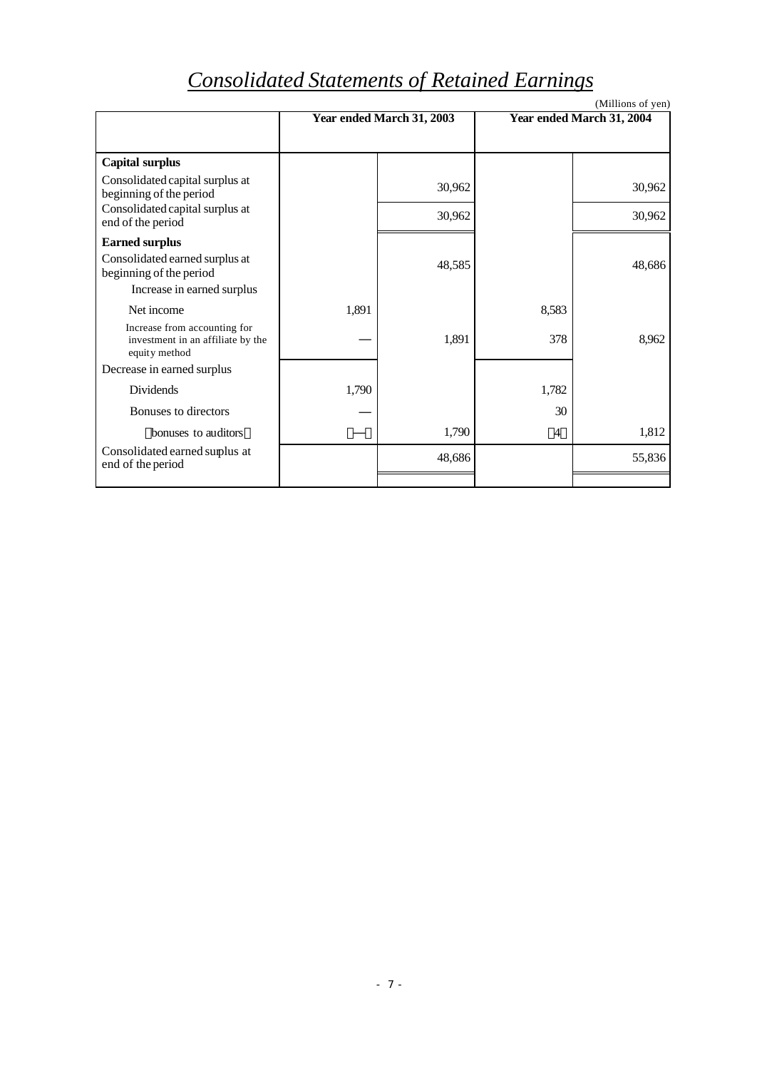# *Consolidated Statements of Retained Earnings*

(Millions of yen)

| | Year ended March 31, 2003 | | Year ended March 31, 2004 | |
|---|---|---|---|---|
| **Capital surplus** | | | | |
| Consolidated capital surplus at beginning of the period | | 30,962 | | 30,962 |
| Consolidated capital surplus at end of the period | | 30,962 | | 30,962 |
| **Earned surplus** | | | | |
| Consolidated earned surplus at beginning of the period | | 48,585 | | 48,686 |
| Increase in earned surplus | | | | |
| Net income | 1,891 | | 8,583 | |
| Increase from accounting for investment in an affiliate by the equity method | — | 1,891 | 378 | 8,962 |
| Decrease in earned surplus | | | | |
| Dividends | 1,790 | | 1,782 | |
| Bonuses to directors | — | | 30 | |
| (bonuses to auditors) | (—) | 1,790 | (4) | 1,812 |
| Consolidated earned surplus at end of the period | | 48,686 | | 55,836 |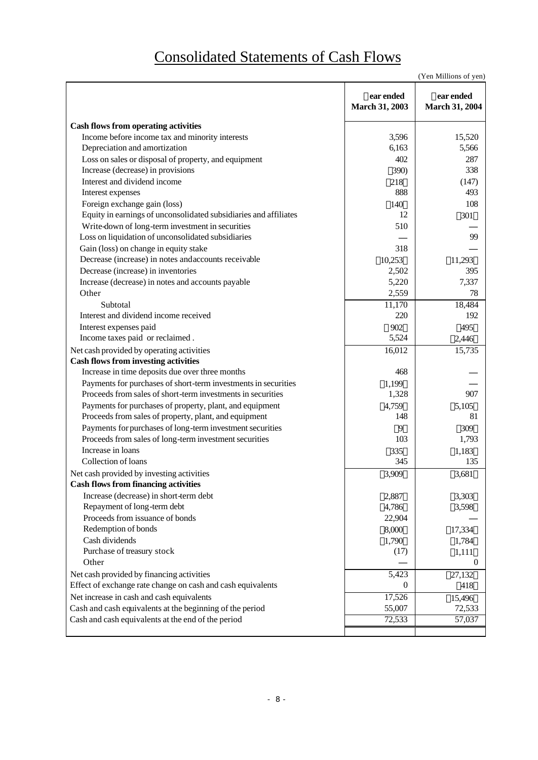# Consolidated Statements of Cash Flows

(Yen Millions of yen)

| | Year ended March 31, 2003 | Year ended March 31, 2004 |
|---|---|---|
| **Cash flows from operating activities** | | |
| Income before income tax and minority interests | 3,596 | 15,520 |
| Depreciation and amortization | 6,163 | 5,566 |
| Loss on sales or disposal of property, and equipment | 402 | 287 |
| Increase (decrease) in provisions | (390) | 338 |
| Interest and dividend income | (218) | (147) |
| Interest expenses | 888 | 493 |
| Foreign exchange gain (loss) | (140) | 108 |
| Equity in earnings of unconsolidated subsidiaries and affiliates | 12 | (301) |
| Write-down of long-term investment in securities | 510 | — |
| Loss on liquidation of unconsolidated subsidiaries | — | 99 |
| Gain (loss) on change in equity stake | 318 | — |
| Decrease (increase) in notes and accounts receivable | (10,253) | (11,293) |
| Decrease (increase) in inventories | 2,502 | 395 |
| Increase (decrease) in notes and accounts payable | 5,220 | 7,337 |
| Other | 2,559 | 78 |
| Subtotal | 11,170 | 18,484 |
| Interest and dividend income received | 220 | 192 |
| Interest expenses paid | (902) | (495) |
| Income taxes paid or reclaimed . | 5,524 | (2,446) |
| Net cash provided by operating activities | 16,012 | 15,735 |
| **Cash flows from investing activities** | | |
| Increase in time deposits due over three months | 468 | — |
| Payments for purchases of short-term investments in securities | (1,199) | — |
| Proceeds from sales of short-term investments in securities | 1,328 | 907 |
| Payments for purchases of property, plant, and equipment | (4,759) | (5,105) |
| Proceeds from sales of property, plant, and equipment | 148 | 81 |
| Payments for purchases of long-term investment securities | (9) | (309) |
| Proceeds from sales of long-term investment securities | 103 | 1,793 |
| Increase in loans | (335) | (1,183) |
| Collection of loans | 345 | 135 |
| Net cash provided by investing activities | (3,909) | (3,681) |
| **Cash flows from financing activities** | | |
| Increase (decrease) in short-term debt | (2,887) | (3,303) |
| Repayment of long-term debt | (4,786) | (3,598) |
| Proceeds from issuance of bonds | 22,904 | — |
| Redemption of bonds | (8,000) | (17,334) |
| Cash dividends | (1,790) | (1,784) |
| Purchase of treasury stock | (17) | (1,111) |
| Other | — | 0 |
| Net cash provided by financing activities | 5,423 | (27,132) |
| Effect of exchange rate change on cash and cash equivalents | 0 | (418) |
| Net increase in cash and cash equivalents | 17,526 | (15,496) |
| Cash and cash equivalents at the beginning of the period | 55,007 | 72,533 |
| Cash and cash equivalents at the end of the period | 72,533 | 57,037 |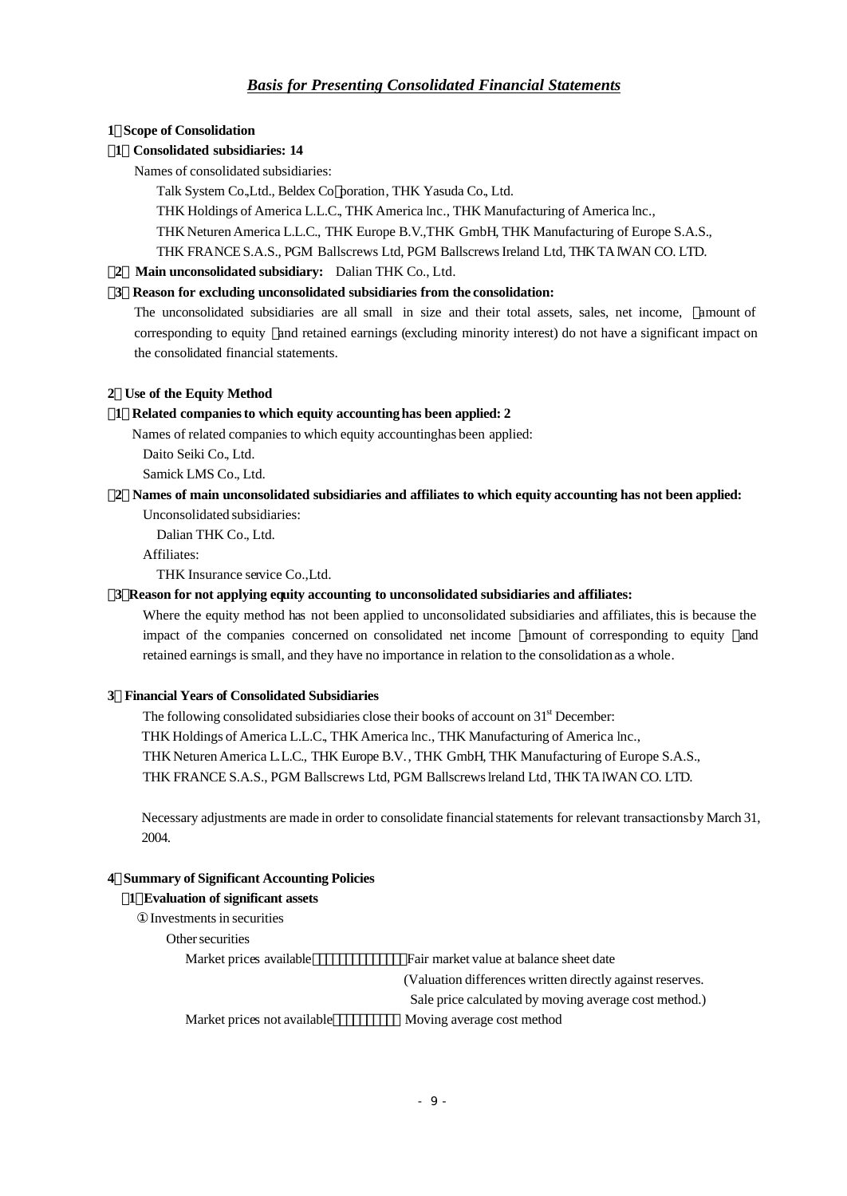## *Basis for Presenting Consolidated Financial Statements*

**1．Scope of Consolidation**

**（1） Consolidated subsidiaries: 14**

Names of consolidated subsidiaries:

Talk System Co.,Ltd., Beldex Co poration, THK Yasuda Co., Ltd.
THK Holdings of America L.L.C., THK America Inc., THK Manufacturing of America Inc.,
THK Neturen America L.L.C., THK Europe B.V.,THK GmbH, THK Manufacturing of Europe S.A.S.,
THK FRANCE S.A.S., PGM Ballscrews Ltd, PGM Ballscrews Ireland Ltd, THK TAIWAN CO. LTD.

**（2） Main unconsolidated subsidiary:** Dalian THK Co., Ltd.

**（3） Reason for excluding unconsolidated subsidiaries from the consolidation:**

The unconsolidated subsidiaries are all small in size and their total assets, sales, net income, （amount of corresponding to equity）and retained earnings (excluding minority interest) do not have a significant impact on the consolidated financial statements.

**2．Use of the Equity Method**

**（1） Related companies to which equity accounting has been applied: 2**

Names of related companies to which equity accounting has been applied:

Daito Seiki Co., Ltd.
Samick LMS Co., Ltd.

**（2） Names of main unconsolidated subsidiaries and affiliates to which equity accounting has not been applied:**

Unconsolidated subsidiaries:
Dalian THK Co., Ltd.

Affiliates:
THK Insurance service Co.,Ltd.

**（3）Reason for not applying equity accounting to unconsolidated subsidiaries and affiliates:**

Where the equity method has not been applied to unconsolidated subsidiaries and affiliates, this is because the impact of the companies concerned on consolidated net income （amount of corresponding to equity）and retained earnings is small, and they have no importance in relation to the consolidation as a whole.

**3．Financial Years of Consolidated Subsidiaries**

The following consolidated subsidiaries close their books of account on 31st December:
THK Holdings of America L.L.C., THK America Inc., THK Manufacturing of America Inc.,
THK Neturen America L.L.C., THK Europe B.V., THK GmbH, THK Manufacturing of Europe S.A.S.,
THK FRANCE S.A.S., PGM Ballscrews Ltd, PGM Ballscrews Ireland Ltd, THK TAIWAN CO. LTD.

Necessary adjustments are made in order to consolidate financial statements for relevant transactions by March 31, 2004.

**4．Summary of Significant Accounting Policies**

**（1）Evaluation of significant assets**

① Investments in securities

Other securities

Market prices available ··········· Fair market value at balance sheet date
(Valuation differences written directly against reserves.
Sale price calculated by moving average cost method.)

Market prices not available ········ Moving average cost method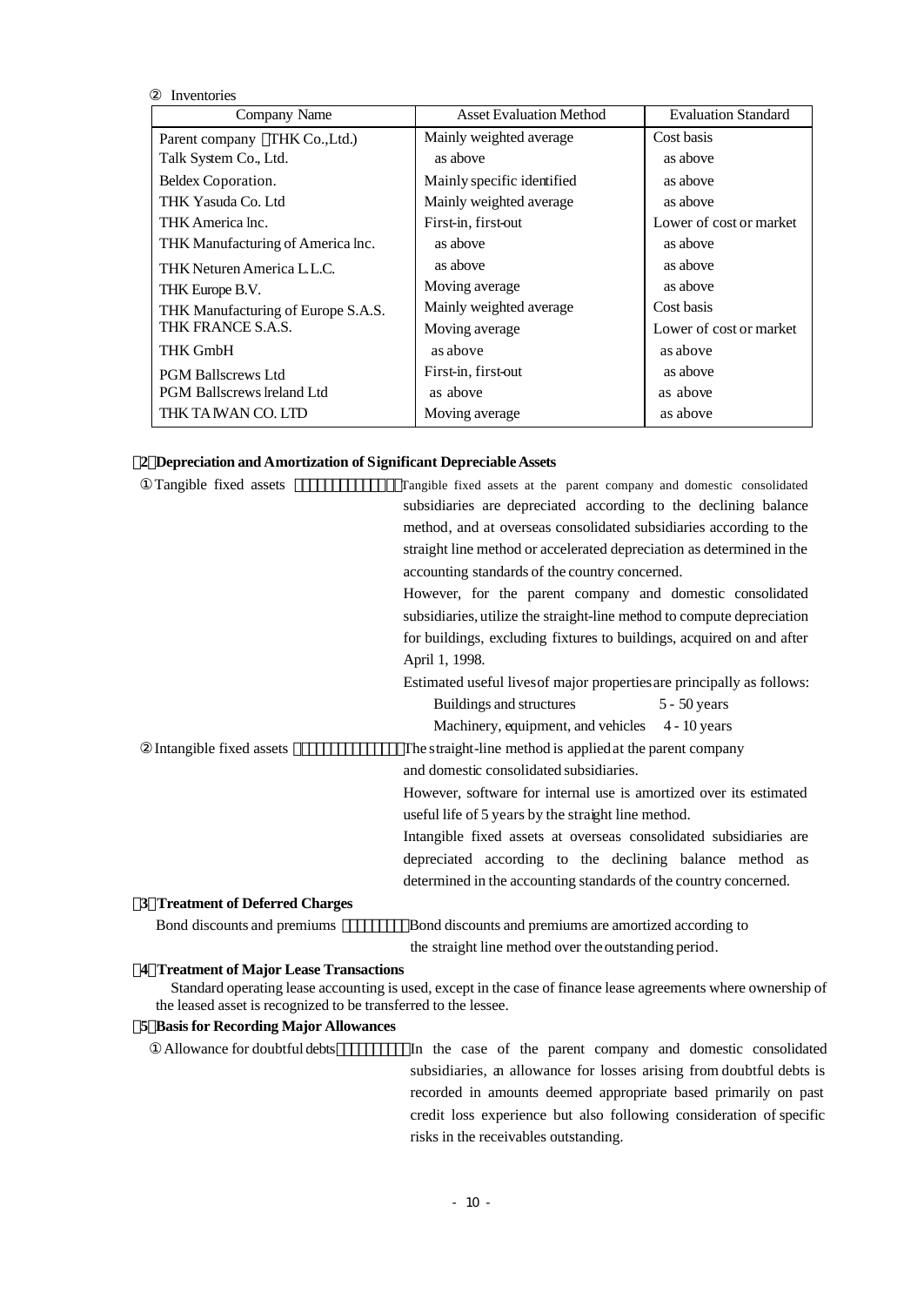② Inventories

| Company Name | Asset Evaluation Method | Evaluation Standard |
|---|---|---|
| Parent company （THK Co.,Ltd.) | Mainly weighted average | Cost basis |
| Talk System Co., Ltd. | as above | as above |
| Beldex Coporation. | Mainly specific identified | as above |
| THK Yasuda Co. Ltd | Mainly weighted average | as above |
| THK America Inc. | First-in, first-out | Lower of cost or market |
| THK Manufacturing of America Inc. | as above | as above |
| THK Neturen America L.L.C. | as above | as above |
| THK Europe B.V. | Moving average | as above |
| THK Manufacturing of Europe S.A.S. | Mainly weighted average | Cost basis |
| THK FRANCE S.A.S. | Moving average | Lower of cost or market |
| THK GmbH | as above | as above |
| PGM Ballscrews Ltd | First-in, first-out | as above |
| PGM Ballscrews Ireland Ltd | as above | as above |
| THK TAIWAN CO. LTD | Moving average | as above |

**（2）Depreciation and Amortization of Significant Depreciable Assets**

① Tangible fixed assets: Tangible fixed assets at the parent company and domestic consolidated subsidiaries are depreciated according to the declining balance method, and at overseas consolidated subsidiaries according to the straight line method or accelerated depreciation as determined in the accounting standards of the country concerned.

However, for the parent company and domestic consolidated subsidiaries, utilize the straight-line method to compute depreciation for buildings, excluding fixtures to buildings, acquired on and after April 1, 1998.

Estimated useful lives of major properties are principally as follows:

Buildings and structures 5 - 50 years

Machinery, equipment, and vehicles 4 - 10 years

② Intangible fixed assets: The straight-line method is applied at the parent company and domestic consolidated subsidiaries.

However, software for internal use is amortized over its estimated useful life of 5 years by the straight line method.

Intangible fixed assets at overseas consolidated subsidiaries are depreciated according to the declining balance method as determined in the accounting standards of the country concerned.

**（3）Treatment of Deferred Charges**

Bond discounts and premiums: Bond discounts and premiums are amortized according to the straight line method over the outstanding period.

**（4）Treatment of Major Lease Transactions**

Standard operating lease accounting is used, except in the case of finance lease agreements where ownership of the leased asset is recognized to be transferred to the lessee.

**（5）Basis for Recording Major Allowances**

① Allowance for doubtful debts: In the case of the parent company and domestic consolidated subsidiaries, an allowance for losses arising from doubtful debts is recorded in amounts deemed appropriate based primarily on past credit loss experience but also following consideration of specific risks in the receivables outstanding.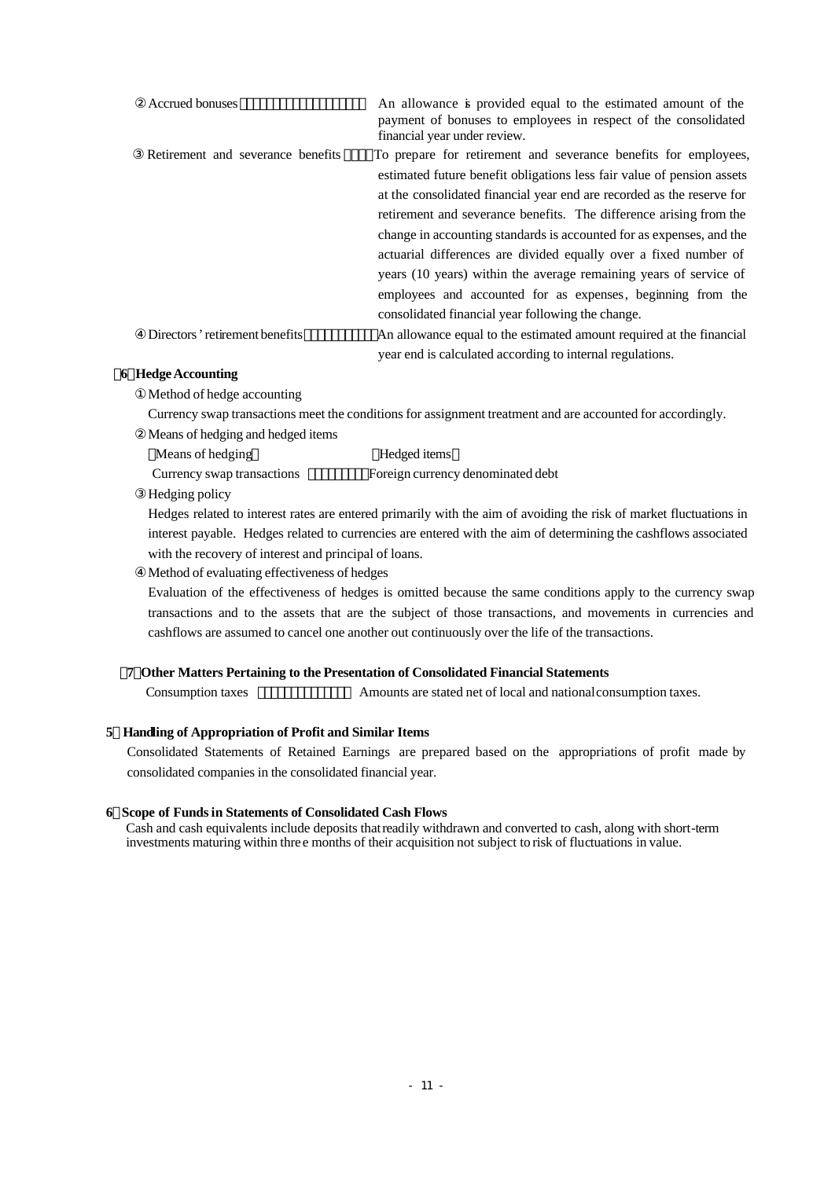② Accrued bonuses　An allowance is provided equal to the estimated amount of the payment of bonuses to employees in respect of the consolidated financial year under review.

③ Retirement and severance benefits　To prepare for retirement and severance benefits for employees, estimated future benefit obligations less fair value of pension assets at the consolidated financial year end are recorded as the reserve for retirement and severance benefits. The difference arising from the change in accounting standards is accounted for as expenses, and the actuarial differences are divided equally over a fixed number of years (10 years) within the average remaining years of service of employees and accounted for as expenses, beginning from the consolidated financial year following the change.

④ Directors' retirement benefits　An allowance equal to the estimated amount required at the financial year end is calculated according to internal regulations.

**(6) Hedge Accounting**

① Method of hedge accounting

Currency swap transactions meet the conditions for assignment treatment and are accounted for accordingly.

② Means of hedging and hedged items

| (Means of hedging) | (Hedged items) |
|---|---|
| Currency swap transactions | Foreign currency denominated debt |

③ Hedging policy

Hedges related to interest rates are entered primarily with the aim of avoiding the risk of market fluctuations in interest payable. Hedges related to currencies are entered with the aim of determining the cashflows associated with the recovery of interest and principal of loans.

④ Method of evaluating effectiveness of hedges

Evaluation of the effectiveness of hedges is omitted because the same conditions apply to the currency swap transactions and to the assets that are the subject of those transactions, and movements in currencies and cashflows are assumed to cancel one another out continuously over the life of the transactions.

**(7) Other Matters Pertaining to the Presentation of Consolidated Financial Statements**

Consumption taxes　Amounts are stated net of local and national consumption taxes.

**5. Handling of Appropriation of Profit and Similar Items**

Consolidated Statements of Retained Earnings are prepared based on the appropriations of profit made by consolidated companies in the consolidated financial year.

**6. Scope of Funds in Statements of Consolidated Cash Flows**

Cash and cash equivalents include deposits that readily withdrawn and converted to cash, along with short-term investments maturing within three months of their acquisition not subject to risk of fluctuations in value.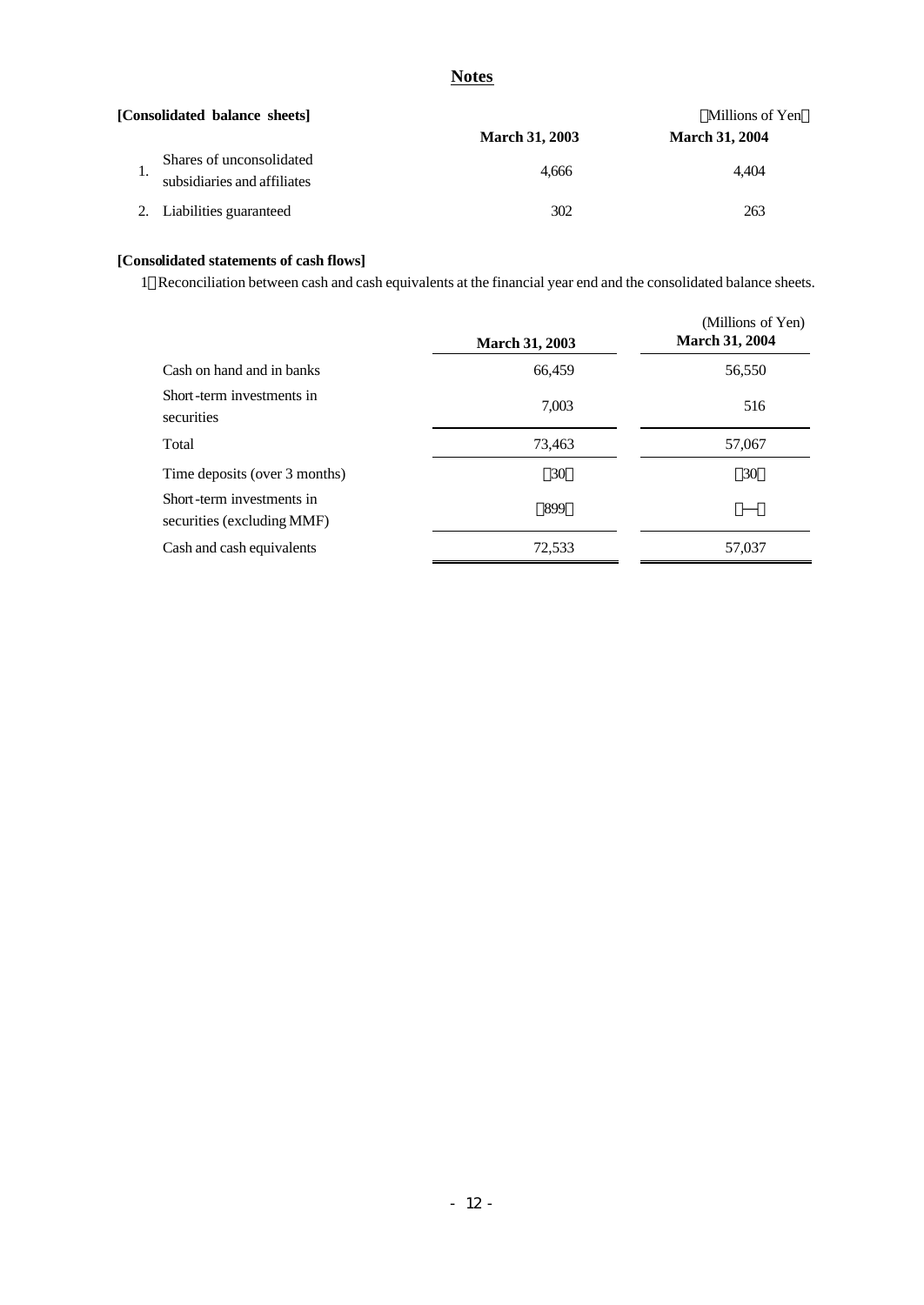## Notes

**[Consolidated balance sheets]**

| | March 31, 2003 | March 31, 2004 |
|---|---|---|
| | | （Millions of Yen） |
| 1. Shares of unconsolidated subsidiaries and affiliates | 4,666 | 4,404 |
| 2. Liabilities guaranteed | 302 | 263 |

**[Consolidated statements of cash flows]**

1．Reconciliation between cash and cash equivalents at the financial year end and the consolidated balance sheets.

(Millions of Yen)

| | March 31, 2003 | March 31, 2004 |
|---|---|---|
| Cash on hand and in banks | 66,459 | 56,550 |
| Short-term investments in securities | 7,003 | 516 |
| Total | 73,463 | 57,067 |
| Time deposits (over 3 months) | （30） | （30） |
| Short-term investments in securities (excluding MMF) | （899） | （—） |
| Cash and cash equivalents | 72,533 | 57,037 |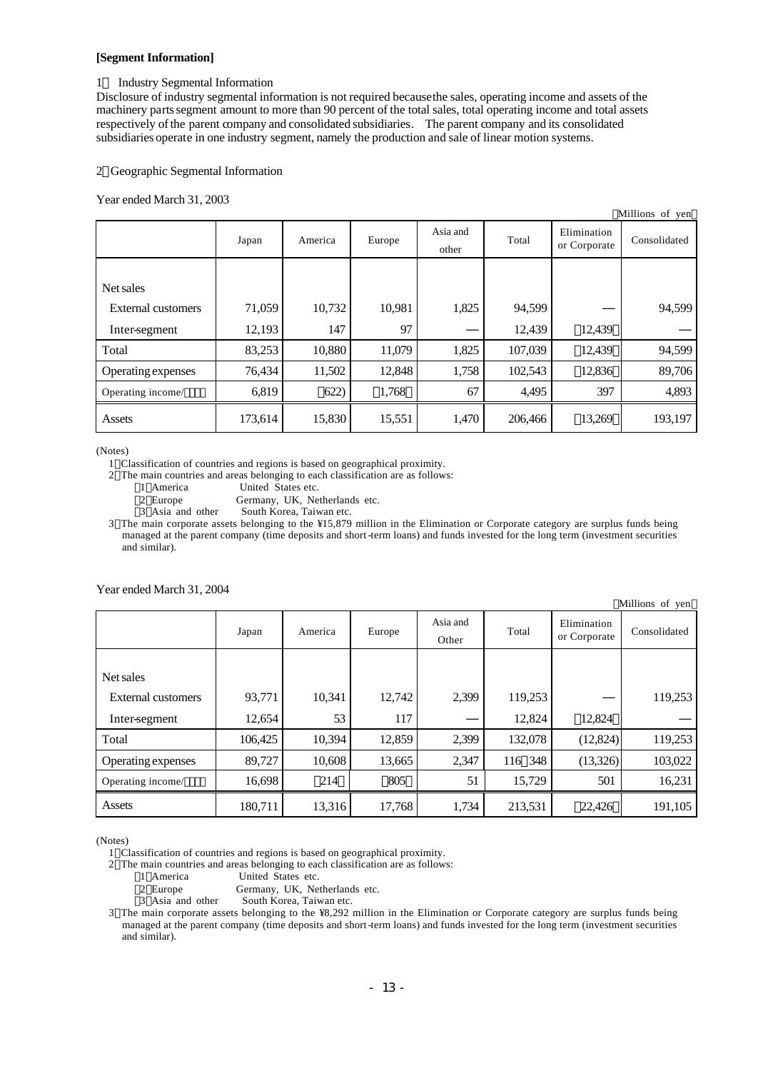**[Segment Information]**

1． Industry Segmental Information

Disclosure of industry segmental information is not required because the sales, operating income and assets of the machinery parts segment amount to more than 90 percent of the total sales, total operating income and total assets respectively of the parent company and consolidated subsidiaries. The parent company and its consolidated subsidiaries operate in one industry segment, namely the production and sale of linear motion systems.

2．Geographic Segmental Information

Year ended March 31, 2003

（Millions of yen）

| | Japan | America | Europe | Asia and other | Total | Elimination or Corporate | Consolidated |
|---|---|---|---|---|---|---|---|
| Net sales | | | | | | | |
| External customers | 71,059 | 10,732 | 10,981 | 1,825 | 94,599 | — | 94,599 |
| Inter-segment | 12,193 | 147 | 97 | — | 12,439 | （12,439） | — |
| Total | 83,253 | 10,880 | 11,079 | 1,825 | 107,039 | （12,439） | 94,599 |
| Operating expenses | 76,434 | 11,502 | 12,848 | 1,758 | 102,543 | （12,836） | 89,706 |
| Operating income/（loss） | 6,819 | （622) | （1,768） | 67 | 4,495 | 397 | 4,893 |
| Assets | 173,614 | 15,830 | 15,551 | 1,470 | 206,466 | （13,269） | 193,197 |

(Notes)

1．Classification of countries and regions is based on geographical proximity.

2．The main countries and areas belonging to each classification are as follows:

（1）America United States etc.
（2）Europe Germany, UK, Netherlands etc.
（3）Asia and other South Korea, Taiwan etc.

3．The main corporate assets belonging to the ¥15,879 million in the Elimination or Corporate category are surplus funds being managed at the parent company (time deposits and short-term loans) and funds invested for the long term (investment securities and similar).

Year ended March 31, 2004

（Millions of yen）

| | Japan | America | Europe | Asia and Other | Total | Elimination or Corporate | Consolidated |
|---|---|---|---|---|---|---|---|
| Net sales | | | | | | | |
| External customers | 93,771 | 10,341 | 12,742 | 2,399 | 119,253 | — | 119,253 |
| Inter-segment | 12,654 | 53 | 117 | — | 12,824 | （12,824） | — |
| Total | 106,425 | 10,394 | 12,859 | 2,399 | 132,078 | (12,824) | 119,253 |
| Operating expenses | 89,727 | 10,608 | 13,665 | 2,347 | 116，348 | (13,326) | 103,022 |
| Operating income/（loss） | 16,698 | （214） | （805） | 51 | 15,729 | 501 | 16,231 |
| Assets | 180,711 | 13,316 | 17,768 | 1,734 | 213,531 | （22,426） | 191,105 |

(Notes)

1．Classification of countries and regions is based on geographical proximity.

2．The main countries and areas belonging to each classification are as follows:

（1）America United States etc.
（2）Europe Germany, UK, Netherlands etc.
（3）Asia and other South Korea, Taiwan etc.

3．The main corporate assets belonging to the ¥8,292 million in the Elimination or Corporate category are surplus funds being managed at the parent company (time deposits and short-term loans) and funds invested for the long term (investment securities and similar).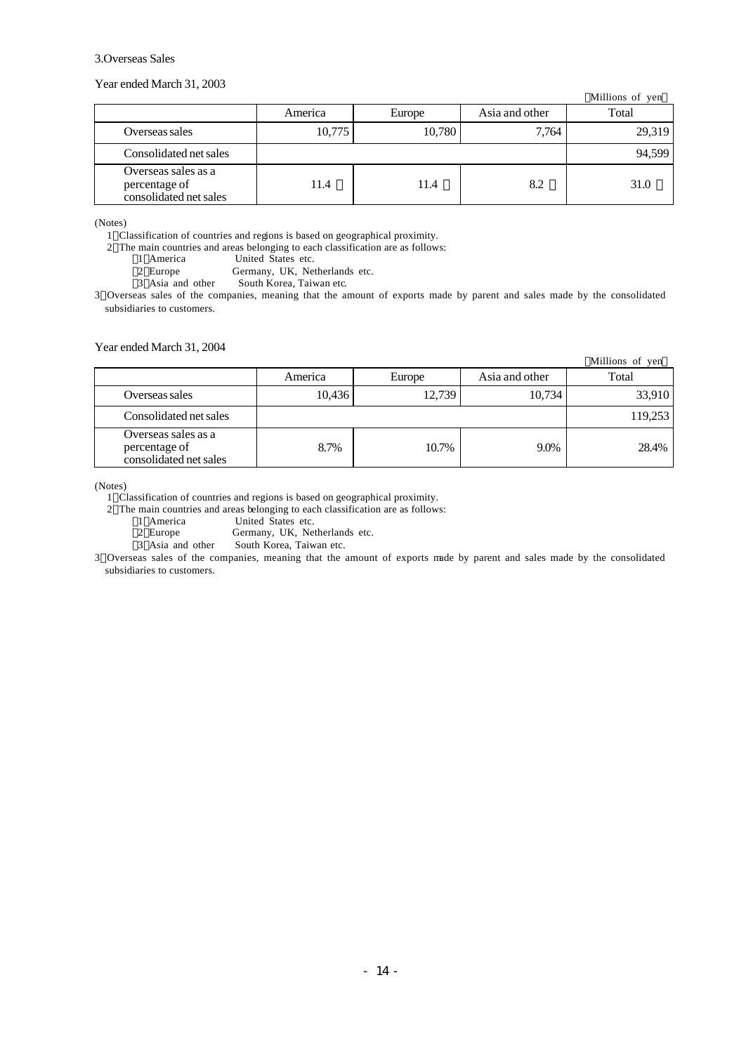3.Overseas Sales

Year ended March 31, 2003

（Millions of yen）

| | America | Europe | Asia and other | Total |
|---|---|---|---|---|
| Overseas sales | 10,775 | 10,780 | 7,764 | 29,319 |
| Consolidated net sales | | | | 94,599 |
| Overseas sales as a percentage of consolidated net sales | 11.4 ％ | 11.4 ％ | 8.2 ％ | 31.0 ％ |

(Notes)

1．Classification of countries and regions is based on geographical proximity.

2．The main countries and areas belonging to each classification are as follows:

（1）America　United States etc.

（2）Europe　Germany, UK, Netherlands etc.

（3）Asia and other　South Korea, Taiwan etc.

3．Overseas sales of the companies, meaning that the amount of exports made by parent and sales made by the consolidated subsidiaries to customers.

Year ended March 31, 2004

（Millions of yen）

| | America | Europe | Asia and other | Total |
|---|---|---|---|---|
| Overseas sales | 10,436 | 12,739 | 10,734 | 33,910 |
| Consolidated net sales | | | | 119,253 |
| Overseas sales as a percentage of consolidated net sales | 8.7% | 10.7% | 9.0% | 28.4% |

(Notes)

1．Classification of countries and regions is based on geographical proximity.

2．The main countries and areas belonging to each classification are as follows:

（1）America　United States etc.

（2）Europe　Germany, UK, Netherlands etc.

（3）Asia and other　South Korea, Taiwan etc.

3．Overseas sales of the companies, meaning that the amount of exports made by parent and sales made by the consolidated subsidiaries to customers.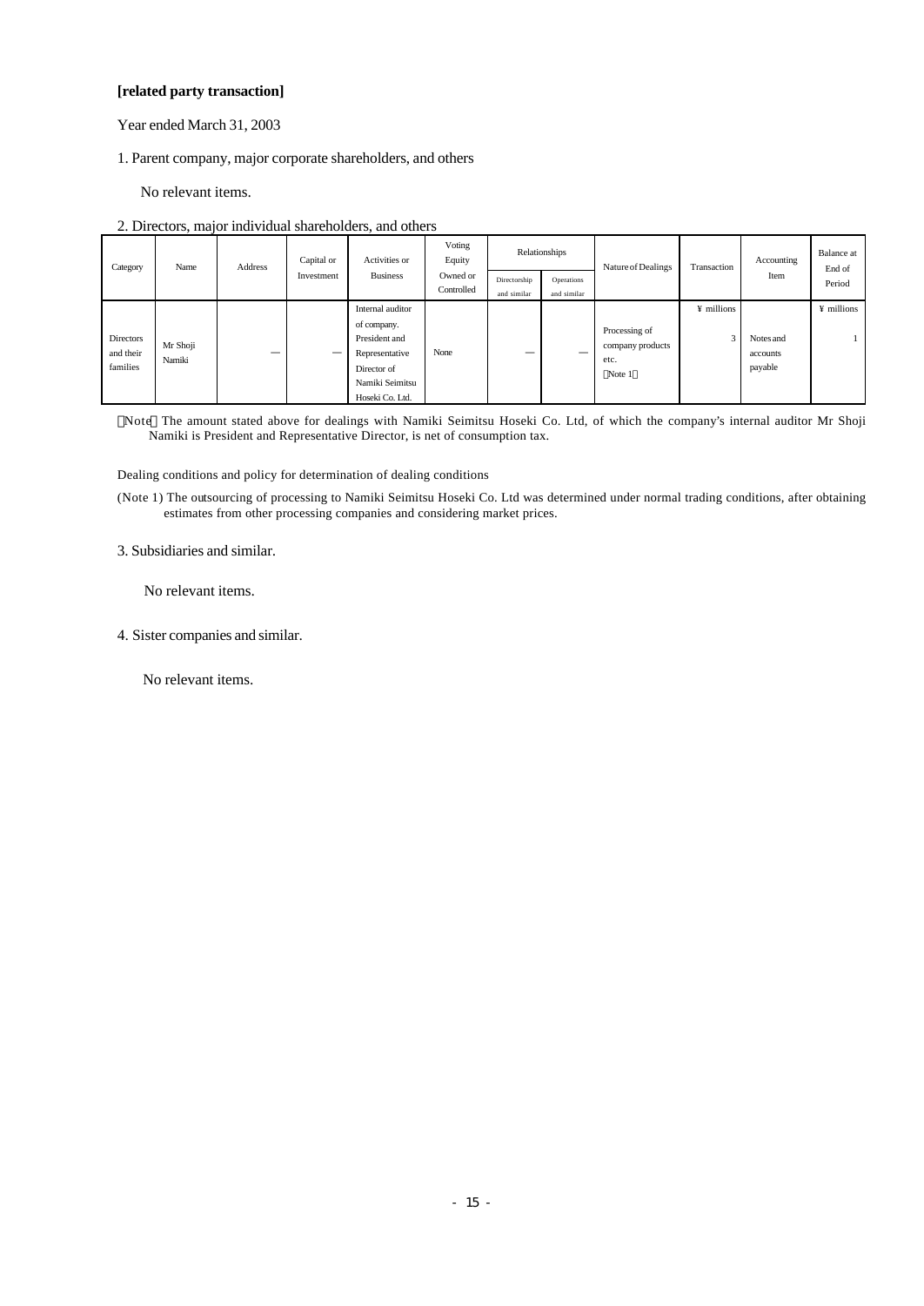**[related party transaction]**

Year ended March 31, 2003

1. Parent company, major corporate shareholders, and others

No relevant items.

2. Directors, major individual shareholders, and others

| Category | Name | Address | Capital or Investment | Activities or Business | Voting Equity Owned or Controlled | Relationships | | Nature of Dealings | Transaction | Accounting Item | Balance at End of Period |
|---|---|---|---|---|---|---|---|---|---|---|---|
| | | | | | | Directorship and similar | Operations and similar | | | | |
| | | | | | | | | | ¥ millions | | ¥ millions |
| Directors and their families | Mr Shoji Namiki | — | — | Internal auditor of company. President and Representative Director of Namiki Seimitsu Hoseki Co. Ltd. | None | — | — | Processing of company products etc. （Note 1） | 3 | Notes and accounts payable | 1 |

（Note）The amount stated above for dealings with Namiki Seimitsu Hoseki Co. Ltd, of which the company's internal auditor Mr Shoji Namiki is President and Representative Director, is net of consumption tax.

Dealing conditions and policy for determination of dealing conditions

(Note 1) The outsourcing of processing to Namiki Seimitsu Hoseki Co. Ltd was determined under normal trading conditions, after obtaining estimates from other processing companies and considering market prices.

3. Subsidiaries and similar.

No relevant items.

4. Sister companies and similar.

No relevant items.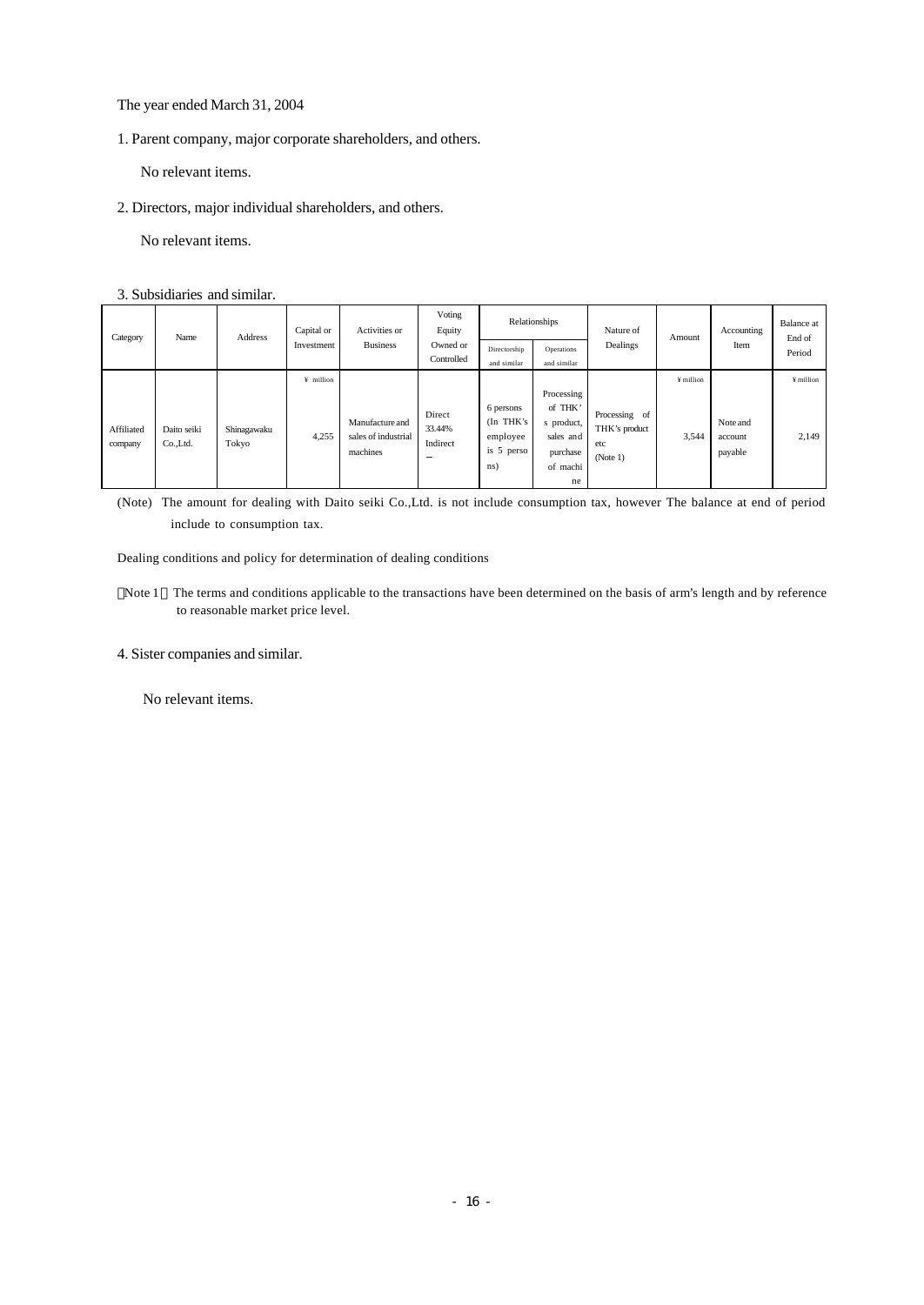The year ended March 31, 2004

1. Parent company, major corporate shareholders, and others.

No relevant items.

2. Directors, major individual shareholders, and others.

No relevant items.

3. Subsidiaries and similar.

| Category | Name | Address | Capital or Investment | Activities or Business | Voting Equity Owned or Controlled | Relationships | | Nature of Dealings | Amount | Accounting Item | Balance at End of Period |
|---|---|---|---|---|---|---|---|---|---|---|---|
| | | | | | | Directorship and similar | Operations and similar | | | | |
| | | | ¥ million | | | | | | ¥ million | | ¥ million |
| Affiliated company | Daito seiki Co.,Ltd. | Shinagawaku Tokyo | 4,255 | Manufacture and sales of industrial machines | Direct 33.44% Indirect − | 6 persons (In THK's employee is 5 persons) | Processing of THK's product, sales and purchase of machine | Processing of THK's product etc (Note 1) | 3,544 | Note and account payable | 2,149 |

(Note) The amount for dealing with Daito seiki Co.,Ltd. is not include consumption tax, however The balance at end of period include to consumption tax.

Dealing conditions and policy for determination of dealing conditions

(Note 1) The terms and conditions applicable to the transactions have been determined on the basis of arm's length and by reference to reasonable market price level.

4. Sister companies and similar.

No relevant items.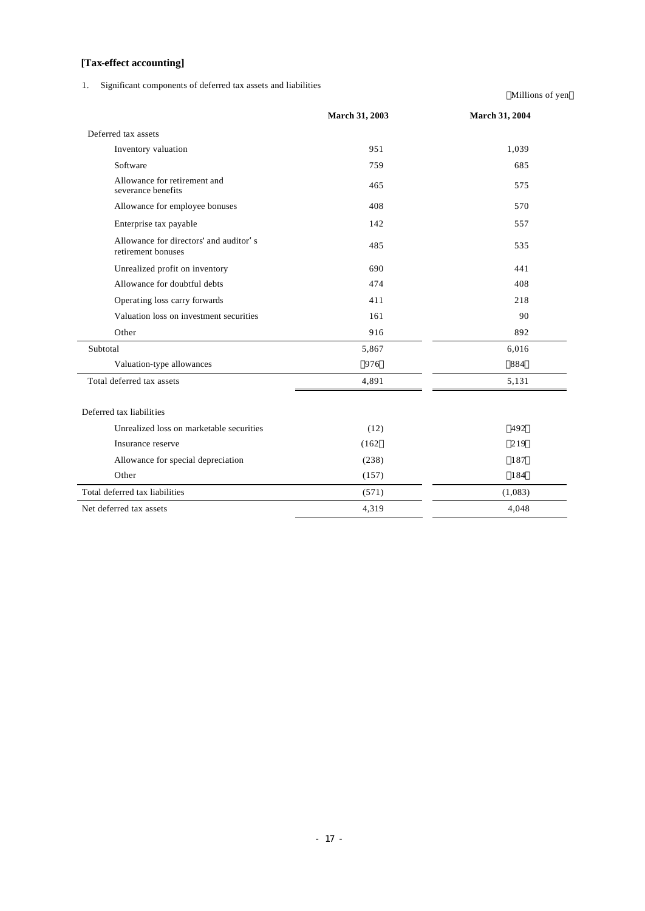**[Tax-effect accounting]**

1. Significant components of deferred tax assets and liabilities

(Millions of yen)

| | March 31, 2003 | March 31, 2004 |
|---|---|---|
| Deferred tax assets | | |
| Inventory valuation | 951 | 1,039 |
| Software | 759 | 685 |
| Allowance for retirement and severance benefits | 465 | 575 |
| Allowance for employee bonuses | 408 | 570 |
| Enterprise tax payable | 142 | 557 |
| Allowance for directors' and auditor's retirement bonuses | 485 | 535 |
| Unrealized profit on inventory | 690 | 441 |
| Allowance for doubtful debts | 474 | 408 |
| Operating loss carry forwards | 411 | 218 |
| Valuation loss on investment securities | 161 | 90 |
| Other | 916 | 892 |
| Subtotal | 5,867 | 6,016 |
| Valuation-type allowances | (976) | (884) |
| Total deferred tax assets | 4,891 | 5,131 |
| Deferred tax liabilities | | |
| Unrealized loss on marketable securities | (12) | (492) |
| Insurance reserve | (162) | (219) |
| Allowance for special depreciation | (238) | (187) |
| Other | (157) | (184) |
| Total deferred tax liabilities | (571) | (1,083) |
| Net deferred tax assets | 4,319 | 4,048 |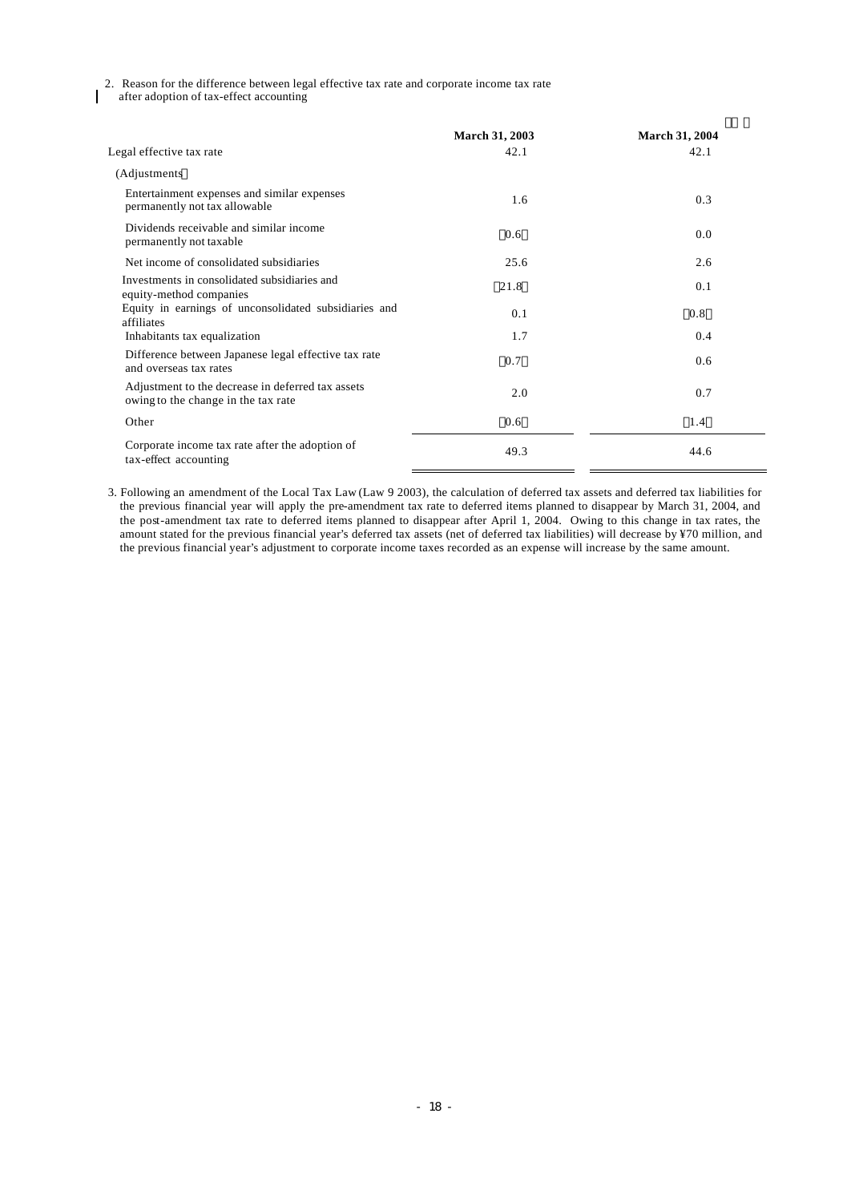2. Reason for the difference between legal effective tax rate and corporate income tax rate after adoption of tax-effect accounting

| | March 31, 2003 | March 31, 2004 |
|---|---|---|
| Legal effective tax rate | 42.1 | 42.1 |
| (Adjustments) | | |
| Entertainment expenses and similar expenses permanently not tax allowable | 1.6 | 0.3 |
| Dividends receivable and similar income permanently not taxable | (0.6) | 0.0 |
| Net income of consolidated subsidiaries | 25.6 | 2.6 |
| Investments in consolidated subsidiaries and equity-method companies | (21.8) | 0.1 |
| Equity in earnings of unconsolidated subsidiaries and affiliates | 0.1 | (0.8) |
| Inhabitants tax equalization | 1.7 | 0.4 |
| Difference between Japanese legal effective tax rate and overseas tax rates | (0.7) | 0.6 |
| Adjustment to the decrease in deferred tax assets owing to the change in the tax rate | 2.0 | 0.7 |
| Other | (0.6) | (1.4) |
| Corporate income tax rate after the adoption of tax-effect accounting | 49.3 | 44.6 |

3. Following an amendment of the Local Tax Law (Law 9 2003), the calculation of deferred tax assets and deferred tax liabilities for the previous financial year will apply the pre-amendment tax rate to deferred items planned to disappear by March 31, 2004, and the post-amendment tax rate to deferred items planned to disappear after April 1, 2004. Owing to this change in tax rates, the amount stated for the previous financial year's deferred tax assets (net of deferred tax liabilities) will decrease by ¥70 million, and the previous financial year's adjustment to corporate income taxes recorded as an expense will increase by the same amount.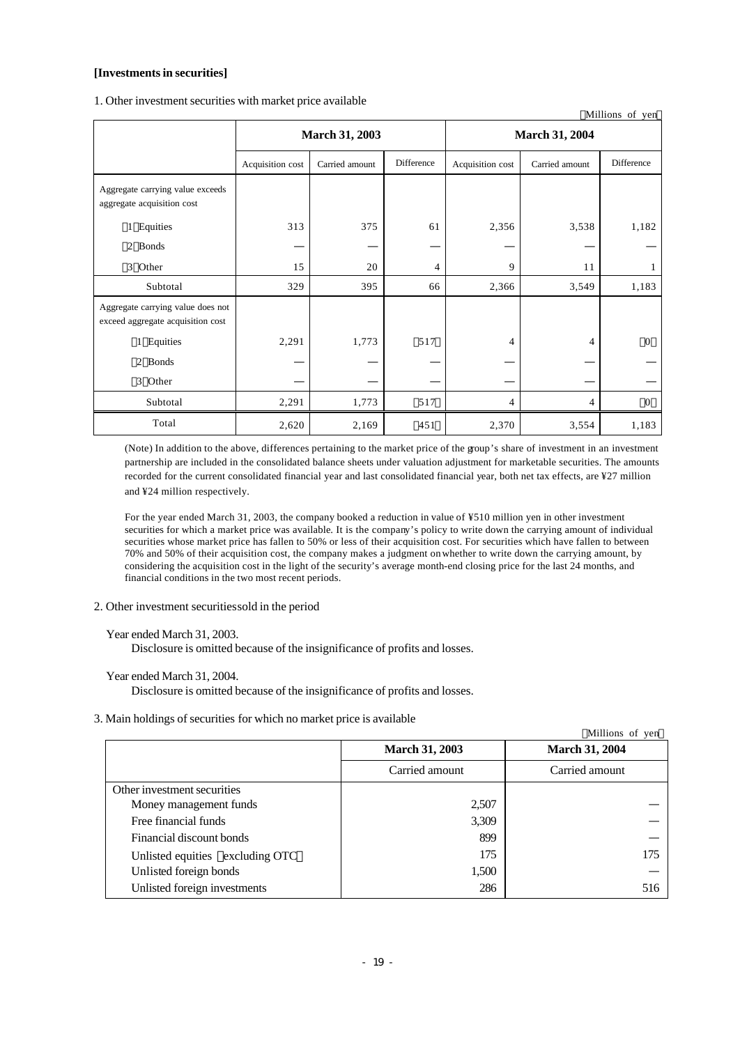**[Investments in securities]**

1. Other investment securities with market price available

（Millions of yen）

| | March 31, 2003 | | | March 31, 2004 | | |
|---|---|---|---|---|---|---|
| | Acquisition cost | Carried amount | Difference | Acquisition cost | Carried amount | Difference |
| Aggregate carrying value exceeds aggregate acquisition cost | | | | | | |
| （1）Equities | 313 | 375 | 61 | 2,356 | 3,538 | 1,182 |
| （2）Bonds | — | — | — | — | — | — |
| （3）Other | 15 | 20 | 4 | 9 | 11 | 1 |
| Subtotal | 329 | 395 | 66 | 2,366 | 3,549 | 1,183 |
| Aggregate carrying value does not exceed aggregate acquisition cost | | | | | | |
| （1）Equities | 2,291 | 1,773 | （517） | 4 | 4 | （0） |
| （2）Bonds | — | — | — | — | — | — |
| （3）Other | — | — | — | — | — | — |
| Subtotal | 2,291 | 1,773 | （517） | 4 | 4 | （0） |
| Total | 2,620 | 2,169 | （451） | 2,370 | 3,554 | 1,183 |

(Note) In addition to the above, differences pertaining to the market price of the group's share of investment in an investment partnership are included in the consolidated balance sheets under valuation adjustment for marketable securities. The amounts recorded for the current consolidated financial year and last consolidated financial year, both net tax effects, are ¥27 million and ¥24 million respectively.

For the year ended March 31, 2003, the company booked a reduction in value of ¥510 million yen in other investment securities for which a market price was available. It is the company's policy to write down the carrying amount of individual securities whose market price has fallen to 50% or less of their acquisition cost. For securities which have fallen to between 70% and 50% of their acquisition cost, the company makes a judgment on whether to write down the carrying amount, by considering the acquisition cost in the light of the security's average month-end closing price for the last 24 months, and financial conditions in the two most recent periods.

2. Other investment securities sold in the period

Year ended March 31, 2003.
Disclosure is omitted because of the insignificance of profits and losses.

Year ended March 31, 2004.
Disclosure is omitted because of the insignificance of profits and losses.

3. Main holdings of securities for which no market price is available

（Millions of yen）

| | March 31, 2003 | March 31, 2004 |
|---|---|---|
| | Carried amount | Carried amount |
| Other investment securities | | |
| Money management funds | 2,507 | — |
| Free financial funds | 3,309 | — |
| Financial discount bonds | 899 | — |
| Unlisted equities （excluding OTC） | 175 | 175 |
| Unlisted foreign bonds | 1,500 | — |
| Unlisted foreign investments | 286 | 516 |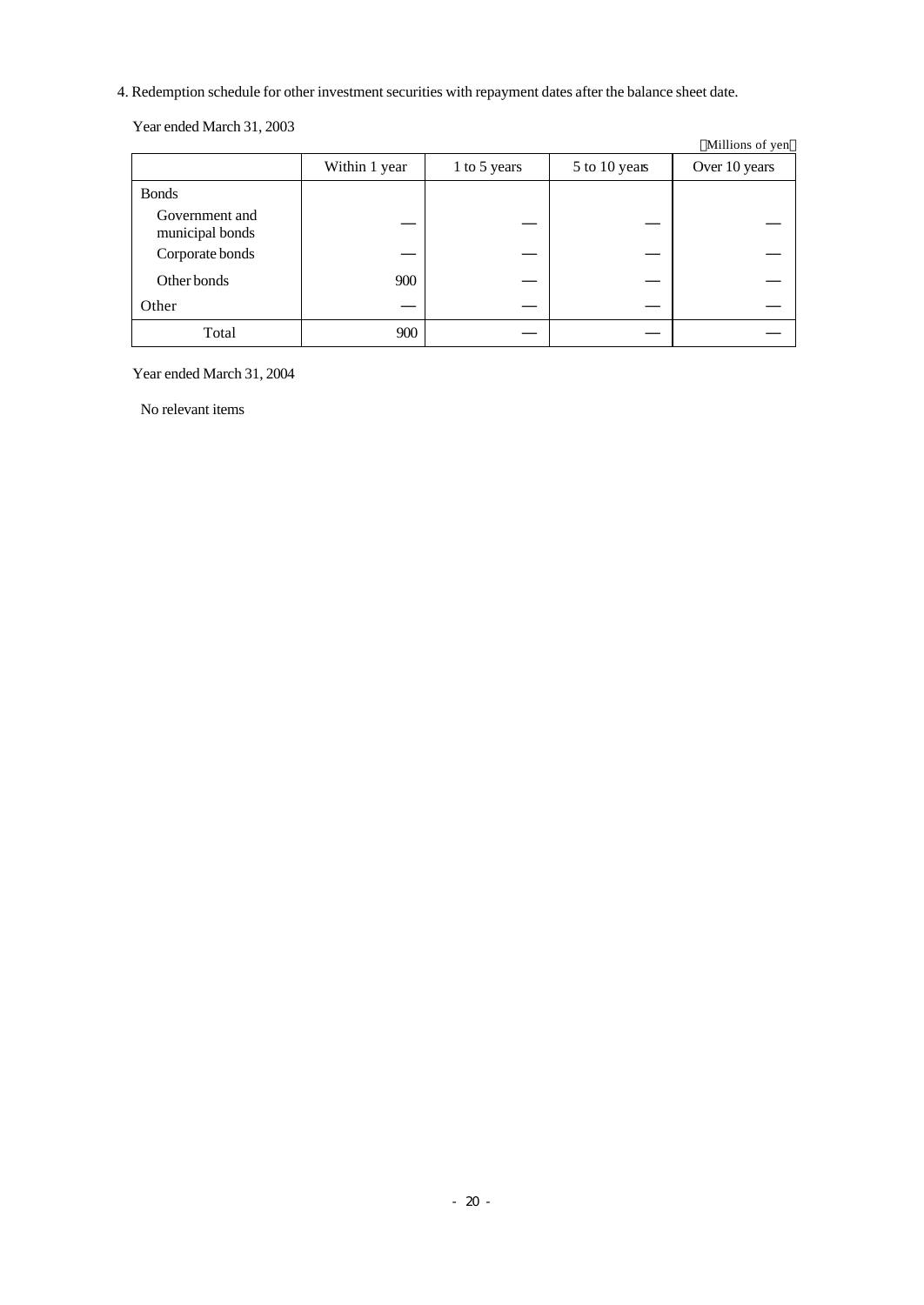4. Redemption schedule for other investment securities with repayment dates after the balance sheet date.

Year ended March 31, 2003

（Millions of yen）

| | Within 1 year | 1 to 5 years | 5 to 10 years | Over 10 years |
|---|---|---|---|---|
| Bonds | | | | |
| Government and municipal bonds | — | — | — | — |
| Corporate bonds | — | — | — | — |
| Other bonds | 900 | — | — | — |
| Other | — | — | — | — |
| Total | 900 | — | — | — |

Year ended March 31, 2004

No relevant items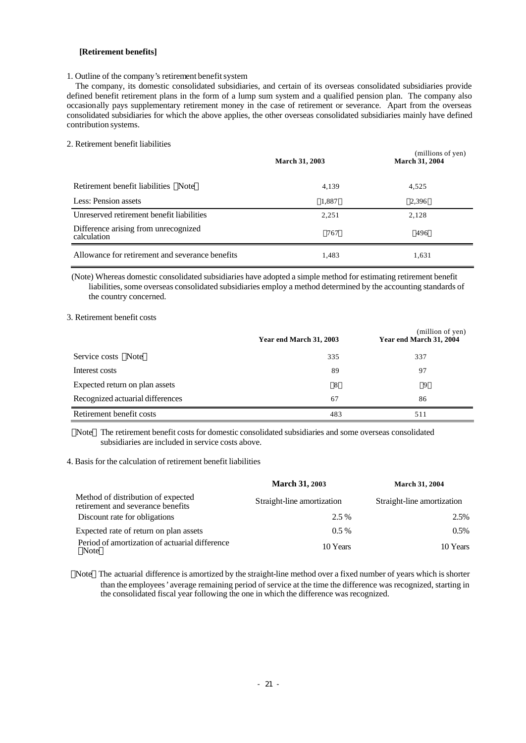**[Retirement benefits]**

1. Outline of the company's retirement benefit system

The company, its domestic consolidated subsidiaries, and certain of its overseas consolidated subsidiaries provide defined benefit retirement plans in the form of a lump sum system and a qualified pension plan. The company also occasionally pays supplementary retirement money in the case of retirement or severance. Apart from the overseas consolidated subsidiaries for which the above applies, the other overseas consolidated subsidiaries mainly have defined contribution systems.

2. Retirement benefit liabilities

(millions of yen)

| | March 31, 2003 | March 31, 2004 |
|---|---|---|
| Retirement benefit liabilities （Note） | 4,139 | 4,525 |
| Less: Pension assets | （1,887） | （2,396） |
| Unreserved retirement benefit liabilities | 2,251 | 2,128 |
| Difference arising from unrecognized calculation | （767） | （496） |
| Allowance for retirement and severance benefits | 1,483 | 1,631 |

(Note) Whereas domestic consolidated subsidiaries have adopted a simple method for estimating retirement benefit liabilities, some overseas consolidated subsidiaries employ a method determined by the accounting standards of the country concerned.

3. Retirement benefit costs

(million of yen)

| | Year end March 31, 2003 | Year end March 31, 2004 |
|---|---|---|
| Service costs （Note） | 335 | 337 |
| Interest costs | 89 | 97 |
| Expected return on plan assets | （8） | （9） |
| Recognized actuarial differences | 67 | 86 |
| Retirement benefit costs | 483 | 511 |

（Note） The retirement benefit costs for domestic consolidated subsidiaries and some overseas consolidated subsidiaries are included in service costs above.

4. Basis for the calculation of retirement benefit liabilities

| | March 31, 2003 | March 31, 2004 |
|---|---|---|
| Method of distribution of expected retirement and severance benefits | Straight-line amortization | Straight-line amortization |
| Discount rate for obligations | 2.5 % | 2.5% |
| Expected rate of return on plan assets | 0.5 % | 0.5% |
| Period of amortization of actuarial difference （Note） | 10 Years | 10 Years |

（Note） The actuarial difference is amortized by the straight-line method over a fixed number of years which is shorter than the employees' average remaining period of service at the time the difference was recognized, starting in the consolidated fiscal year following the one in which the difference was recognized.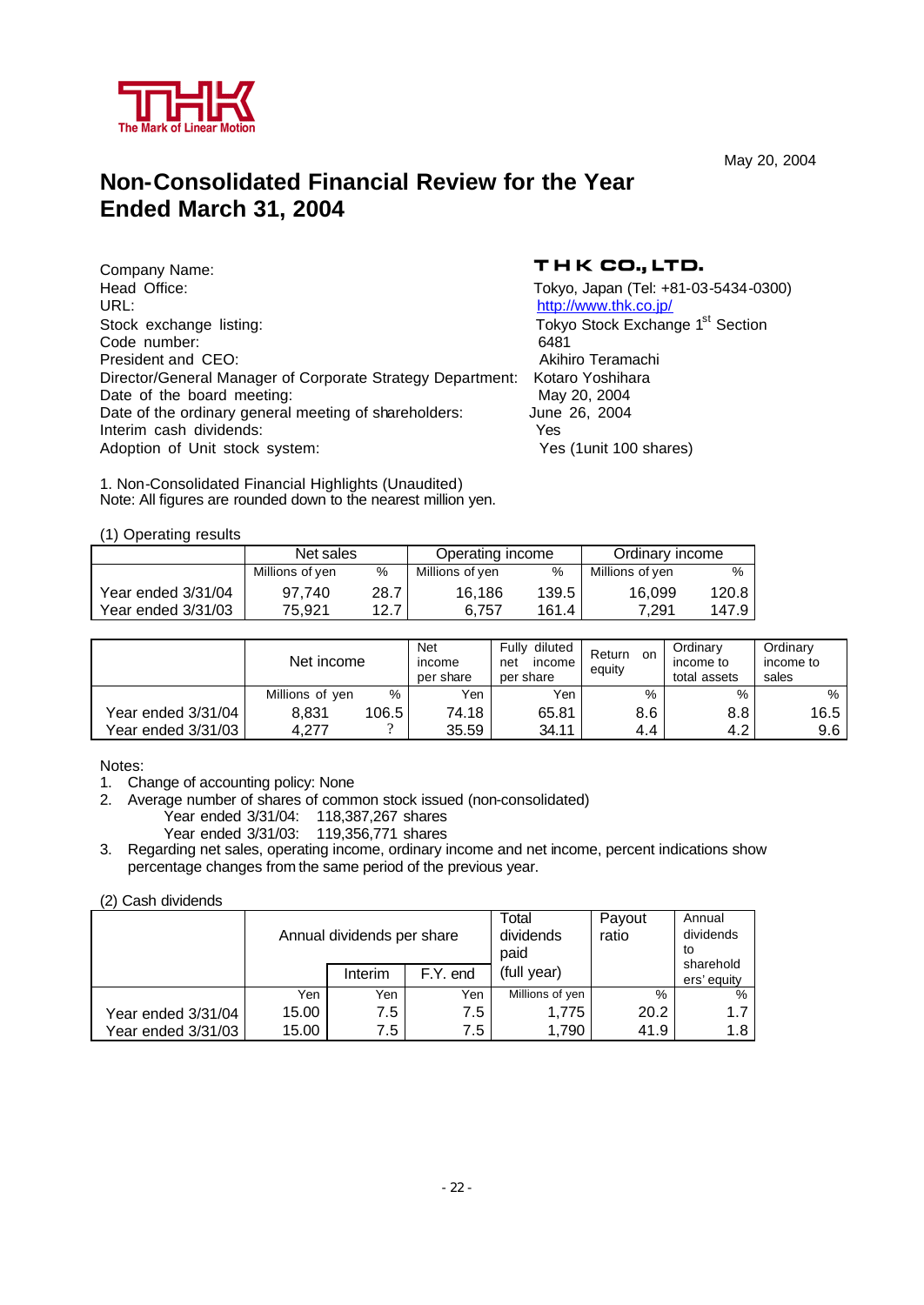THK The Mark of Linear Motion

May 20, 2004

# Non-Consolidated Financial Review for the Year Ended March 31, 2004

| | |
|---|---|
| Company Name: | THK CO., LTD. |
| Head Office: | Tokyo, Japan (Tel: +81-03-5434-0300) |
| URL: | http://www.thk.co.jp/ |
| Stock exchange listing: | Tokyo Stock Exchange 1st Section |
| Code number: | 6481 |
| President and CEO: | Akihiro Teramachi |
| Director/General Manager of Corporate Strategy Department: | Kotaro Yoshihara |
| Date of the board meeting: | May 20, 2004 |
| Date of the ordinary general meeting of shareholders: | June 26, 2004 |
| Interim cash dividends: | Yes |
| Adoption of Unit stock system: | Yes (1unit 100 shares) |

1. Non-Consolidated Financial Highlights (Unaudited)
Note: All figures are rounded down to the nearest million yen.

(1) Operating results

| | Net sales | | Operating income | | Ordinary income | |
|---|---|---|---|---|---|---|
| | Millions of yen | % | Millions of yen | % | Millions of yen | % |
| Year ended 3/31/04 | 97,740 | 28.7 | 16,186 | 139.5 | 16,099 | 120.8 |
| Year ended 3/31/03 | 75,921 | 12.7 | 6,757 | 161.4 | 7,291 | 147.9 |

| | Net income | | Net income per share | Fully diluted net income per share | Return on equity | Ordinary income to total assets | Ordinary income to sales |
|---|---|---|---|---|---|---|---|
| | Millions of yen | % | Yen | Yen | % | % | % |
| Year ended 3/31/04 | 8,831 | 106.5 | 74.18 | 65.81 | 8.6 | 8.8 | 16.5 |
| Year ended 3/31/03 | 4,277 | ? | 35.59 | 34.11 | 4.4 | 4.2 | 9.6 |

Notes:

1. Change of accounting policy: None
2. Average number of shares of common stock issued (non-consolidated)
   Year ended 3/31/04: 118,387,267 shares
   Year ended 3/31/03: 119,356,771 shares
3. Regarding net sales, operating income, ordinary income and net income, percent indications show percentage changes from the same period of the previous year.

(2) Cash dividends

| | Annual dividends per share | | | Total dividends paid (full year) | Payout ratio | Annual dividends to shareholders' equity |
|---|---|---|---|---|---|---|
| | | Interim | F.Y. end | | | |
| | Yen | Yen | Yen | Millions of yen | % | % |
| Year ended 3/31/04 | 15.00 | 7.5 | 7.5 | 1,775 | 20.2 | 1.7 |
| Year ended 3/31/03 | 15.00 | 7.5 | 7.5 | 1,790 | 41.9 | 1.8 |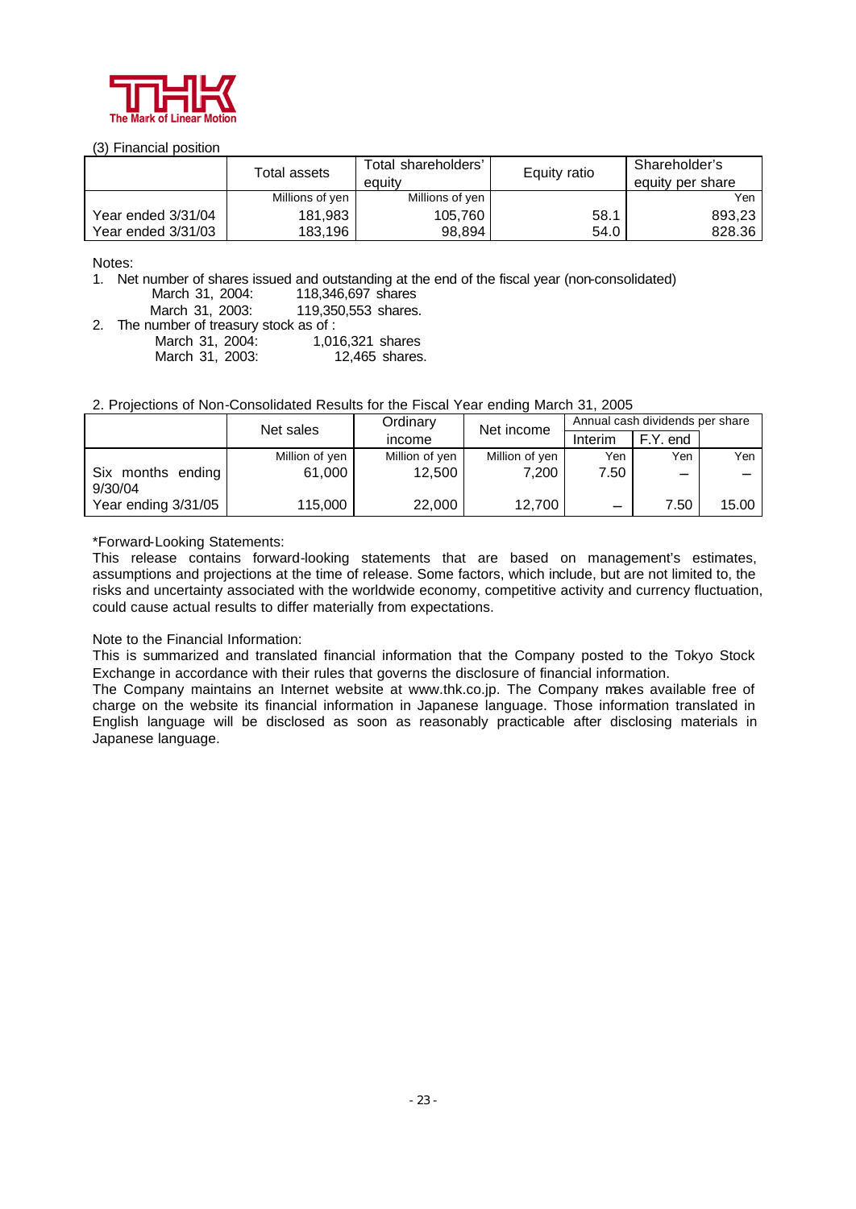(3) Financial position

| | Total assets | Total shareholders' equity | Equity ratio | Shareholder's equity per share |
|---|---|---|---|---|
| | Millions of yen | Millions of yen | | Yen |
| Year ended 3/31/04 | 181,983 | 105,760 | 58.1 | 893,23 |
| Year ended 3/31/03 | 183,196 | 98,894 | 54.0 | 828.36 |

Notes:

1. Net number of shares issued and outstanding at the end of the fiscal year (non-consolidated)
   March 31, 2004: 118,346,697 shares
   March 31, 2003: 119,350,553 shares.
2. The number of treasury stock as of :
   March 31, 2004: 1,016,321 shares
   March 31, 2003: 12,465 shares.

2. Projections of Non-Consolidated Results for the Fiscal Year ending March 31, 2005

| | Net sales | Ordinary income | Net income | Annual cash dividends per share | | |
|---|---|---|---|---|---|---|
| | | | | Interim | F.Y. end | |
| | Million of yen | Million of yen | Million of yen | Yen | Yen | Yen |
| Six months ending 9/30/04 | 61,000 | 12,500 | 7,200 | 7.50 | – | – |
| Year ending 3/31/05 | 115,000 | 22,000 | 12,700 | – | 7.50 | 15.00 |

*Forward-Looking Statements:

This release contains forward-looking statements that are based on management's estimates, assumptions and projections at the time of release. Some factors, which include, but are not limited to, the risks and uncertainty associated with the worldwide economy, competitive activity and currency fluctuation, could cause actual results to differ materially from expectations.

Note to the Financial Information:

This is summarized and translated financial information that the Company posted to the Tokyo Stock Exchange in accordance with their rules that governs the disclosure of financial information.

The Company maintains an Internet website at www.thk.co.jp. The Company makes available free of charge on the website its financial information in Japanese language. Those information translated in English language will be disclosed as soon as reasonably practicable after disclosing materials in Japanese language.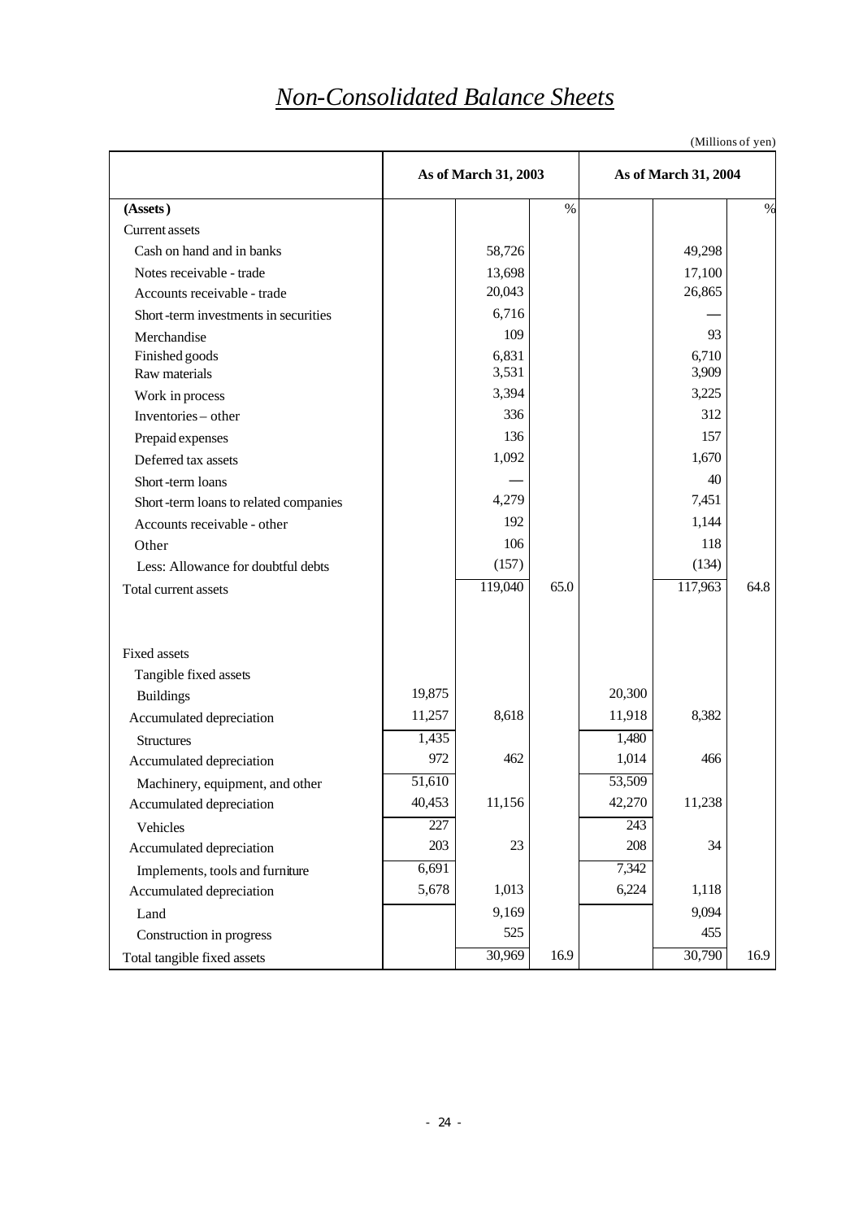# *Non-Consolidated Balance Sheets*

(Millions of yen)

| | As of March 31, 2003 | | | As of March 31, 2004 | | |
|---|---|---|---|---|---|---|
| **(Assets)** | | | % | | | % |
| Current assets | | | | | | |
| Cash on hand and in banks | | 58,726 | | | 49,298 | |
| Notes receivable - trade | | 13,698 | | | 17,100 | |
| Accounts receivable - trade | | 20,043 | | | 26,865 | |
| Short-term investments in securities | | 6,716 | | | — | |
| Merchandise | | 109 | | | 93 | |
| Finished goods | | 6,831 | | | 6,710 | |
| Raw materials | | 3,531 | | | 3,909 | |
| Work in process | | 3,394 | | | 3,225 | |
| Inventories – other | | 336 | | | 312 | |
| Prepaid expenses | | 136 | | | 157 | |
| Deferred tax assets | | 1,092 | | | 1,670 | |
| Short-term loans | | — | | | 40 | |
| Short-term loans to related companies | | 4,279 | | | 7,451 | |
| Accounts receivable - other | | 192 | | | 1,144 | |
| Other | | 106 | | | 118 | |
| Less: Allowance for doubtful debts | | (157) | | | (134) | |
| Total current assets | | 119,040 | 65.0 | | 117,963 | 64.8 |
| Fixed assets | | | | | | |
| Tangible fixed assets | | | | | | |
| Buildings | 19,875 | | | 20,300 | | |
| Accumulated depreciation | 11,257 | 8,618 | | 11,918 | 8,382 | |
| Structures | 1,435 | | | 1,480 | | |
| Accumulated depreciation | 972 | 462 | | 1,014 | 466 | |
| Machinery, equipment, and other | 51,610 | | | 53,509 | | |
| Accumulated depreciation | 40,453 | 11,156 | | 42,270 | 11,238 | |
| Vehicles | 227 | | | 243 | | |
| Accumulated depreciation | 203 | 23 | | 208 | 34 | |
| Implements, tools and furniture | 6,691 | | | 7,342 | | |
| Accumulated depreciation | 5,678 | 1,013 | | 6,224 | 1,118 | |
| Land | | 9,169 | | | 9,094 | |
| Construction in progress | | 525 | | | 455 | |
| Total tangible fixed assets | | 30,969 | 16.9 | | 30,790 | 16.9 |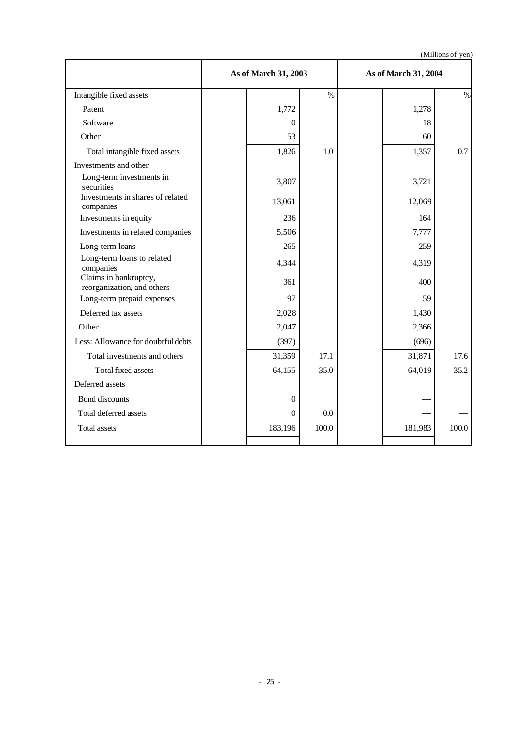(Millions of yen)

| | As of March 31, 2003 | | | As of March 31, 2004 | | |
|---|---|---|---|---|---|---|
| Intangible fixed assets | | | % | | | % |
| Patent | | 1,772 | | | 1,278 | |
| Software | | 0 | | | 18 | |
| Other | | 53 | | | 60 | |
| Total intangible fixed assets | | 1,826 | 1.0 | | 1,357 | 0.7 |
| Investments and other | | | | | | |
| Long-term investments in securities | | 3,807 | | | 3,721 | |
| Investments in shares of related companies | | 13,061 | | | 12,069 | |
| Investments in equity | | 236 | | | 164 | |
| Investments in related companies | | 5,506 | | | 7,777 | |
| Long-term loans | | 265 | | | 259 | |
| Long-term loans to related companies | | 4,344 | | | 4,319 | |
| Claims in bankruptcy, reorganization, and others | | 361 | | | 400 | |
| Long-term prepaid expenses | | 97 | | | 59 | |
| Deferred tax assets | | 2,028 | | | 1,430 | |
| Other | | 2,047 | | | 2,366 | |
| Less: Allowance for doubtful debts | | (397) | | | (696) | |
| Total investments and others | | 31,359 | 17.1 | | 31,871 | 17.6 |
| Total fixed assets | | 64,155 | 35.0 | | 64,019 | 35.2 |
| Deferred assets | | | | | | |
| Bond discounts | | 0 | | | — | |
| Total deferred assets | | 0 | 0.0 | | — | — |
| Total assets | | 183,196 | 100.0 | | 181,983 | 100.0 |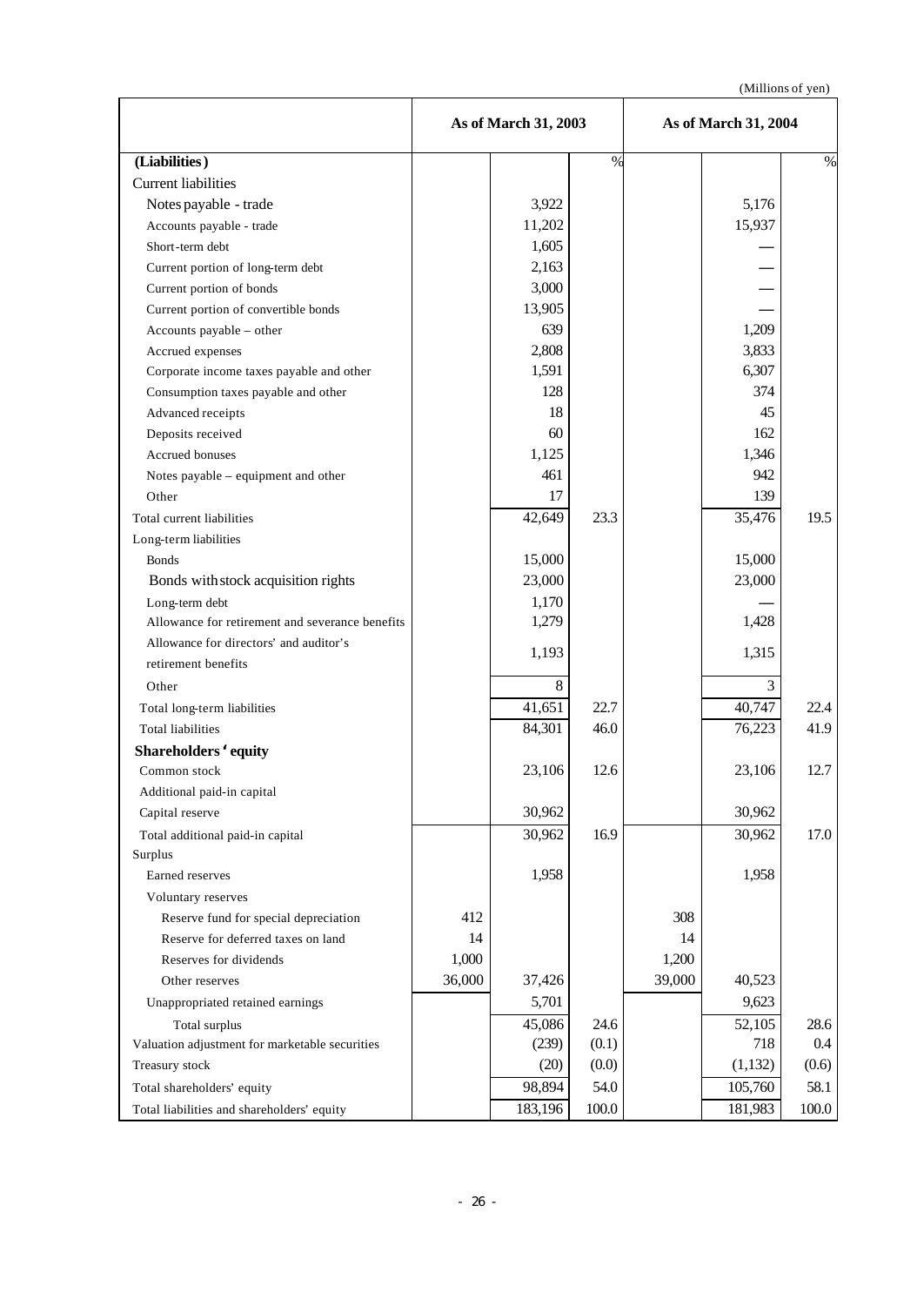(Millions of yen)

| | As of March 31, 2003 | | | As of March 31, 2004 | | |
|---|---|---|---|---|---|---|
| **(Liabilities)** | | | % | | | % |
| Current liabilities | | | | | | |
| Notes payable - trade | | 3,922 | | | 5,176 | |
| Accounts payable - trade | | 11,202 | | | 15,937 | |
| Short-term debt | | 1,605 | | | — | |
| Current portion of long-term debt | | 2,163 | | | — | |
| Current portion of bonds | | 3,000 | | | — | |
| Current portion of convertible bonds | | 13,905 | | | — | |
| Accounts payable – other | | 639 | | | 1,209 | |
| Accrued expenses | | 2,808 | | | 3,833 | |
| Corporate income taxes payable and other | | 1,591 | | | 6,307 | |
| Consumption taxes payable and other | | 128 | | | 374 | |
| Advanced receipts | | 18 | | | 45 | |
| Deposits received | | 60 | | | 162 | |
| Accrued bonuses | | 1,125 | | | 1,346 | |
| Notes payable – equipment and other | | 461 | | | 942 | |
| Other | | 17 | | | 139 | |
| Total current liabilities | | 42,649 | 23.3 | | 35,476 | 19.5 |
| Long-term liabilities | | | | | | |
| Bonds | | 15,000 | | | 15,000 | |
| Bonds with stock acquisition rights | | 23,000 | | | 23,000 | |
| Long-term debt | | 1,170 | | | — | |
| Allowance for retirement and severance benefits | | 1,279 | | | 1,428 | |
| Allowance for directors' and auditor's retirement benefits | | 1,193 | | | 1,315 | |
| Other | | 8 | | | 3 | |
| Total long-term liabilities | | 41,651 | 22.7 | | 40,747 | 22.4 |
| Total liabilities | | 84,301 | 46.0 | | 76,223 | 41.9 |
| **Shareholders' equity** | | | | | | |
| Common stock | | 23,106 | 12.6 | | 23,106 | 12.7 |
| Additional paid-in capital | | | | | | |
| Capital reserve | | 30,962 | | | 30,962 | |
| Total additional paid-in capital | | 30,962 | 16.9 | | 30,962 | 17.0 |
| Surplus | | | | | | |
| Earned reserves | | 1,958 | | | 1,958 | |
| Voluntary reserves | | | | | | |
| Reserve fund for special depreciation | 412 | | | 308 | | |
| Reserve for deferred taxes on land | 14 | | | 14 | | |
| Reserves for dividends | 1,000 | | | 1,200 | | |
| Other reserves | 36,000 | 37,426 | | 39,000 | 40,523 | |
| Unappropriated retained earnings | | 5,701 | | | 9,623 | |
| Total surplus | | 45,086 | 24.6 | | 52,105 | 28.6 |
| Valuation adjustment for marketable securities | | (239) | (0.1) | | 718 | 0.4 |
| Treasury stock | | (20) | (0.0) | | (1,132) | (0.6) |
| Total shareholders' equity | | 98,894 | 54.0 | | 105,760 | 58.1 |
| Total liabilities and shareholders' equity | | 183,196 | 100.0 | | 181,983 | 100.0 |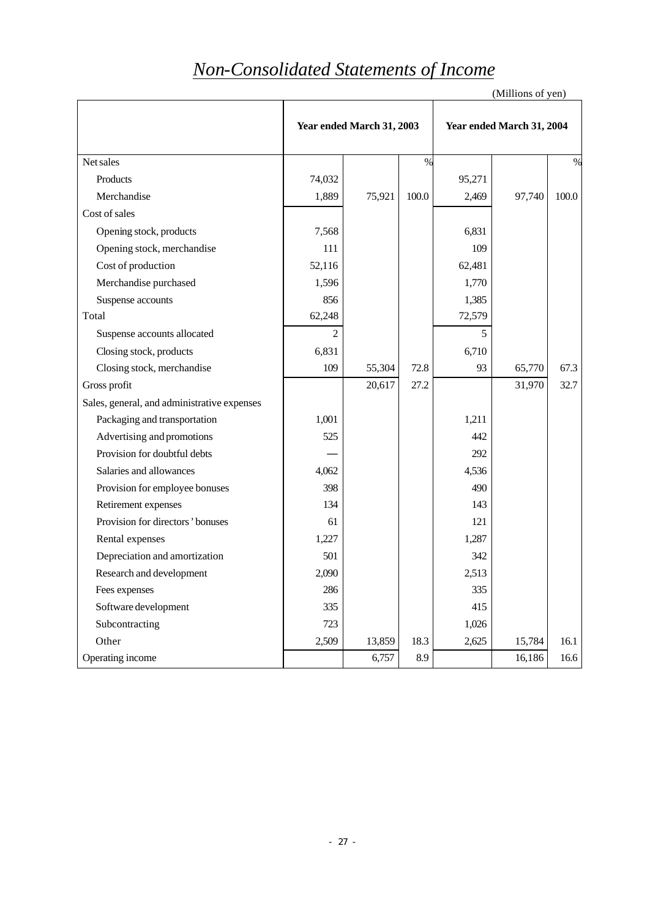# *Non-Consolidated Statements of Income*

(Millions of yen)

| | Year ended March 31, 2003 | | | Year ended March 31, 2004 | | |
|---|---|---|---|---|---|---|
| Net sales | | | % | | | % |
| Products | 74,032 | | | 95,271 | | |
| Merchandise | 1,889 | 75,921 | 100.0 | 2,469 | 97,740 | 100.0 |
| Cost of sales | | | | | | |
| Opening stock, products | 7,568 | | | 6,831 | | |
| Opening stock, merchandise | 111 | | | 109 | | |
| Cost of production | 52,116 | | | 62,481 | | |
| Merchandise purchased | 1,596 | | | 1,770 | | |
| Suspense accounts | 856 | | | 1,385 | | |
| Total | 62,248 | | | 72,579 | | |
| Suspense accounts allocated | 2 | | | 5 | | |
| Closing stock, products | 6,831 | | | 6,710 | | |
| Closing stock, merchandise | 109 | 55,304 | 72.8 | 93 | 65,770 | 67.3 |
| Gross profit | | 20,617 | 27.2 | | 31,970 | 32.7 |
| Sales, general, and administrative expenses | | | | | | |
| Packaging and transportation | 1,001 | | | 1,211 | | |
| Advertising and promotions | 525 | | | 442 | | |
| Provision for doubtful debts | — | | | 292 | | |
| Salaries and allowances | 4,062 | | | 4,536 | | |
| Provision for employee bonuses | 398 | | | 490 | | |
| Retirement expenses | 134 | | | 143 | | |
| Provision for directors' bonuses | 61 | | | 121 | | |
| Rental expenses | 1,227 | | | 1,287 | | |
| Depreciation and amortization | 501 | | | 342 | | |
| Research and development | 2,090 | | | 2,513 | | |
| Fees expenses | 286 | | | 335 | | |
| Software development | 335 | | | 415 | | |
| Subcontracting | 723 | | | 1,026 | | |
| Other | 2,509 | 13,859 | 18.3 | 2,625 | 15,784 | 16.1 |
| Operating income | | 6,757 | 8.9 | | 16,186 | 16.6 |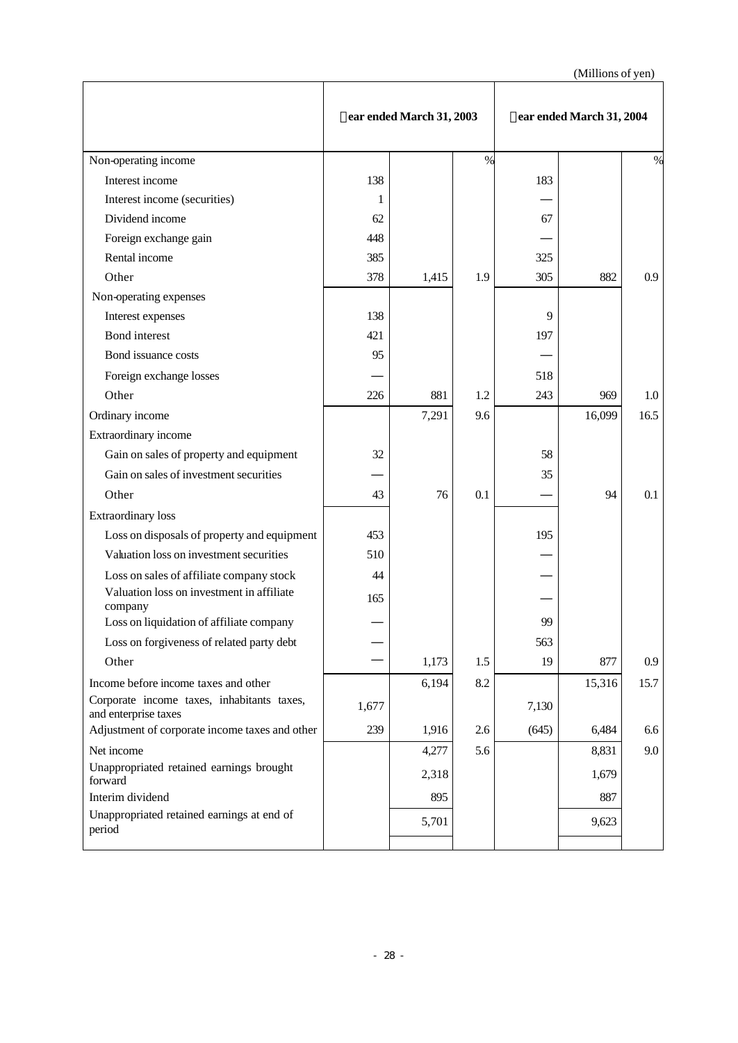(Millions of yen)

| | Year ended March 31, 2003 | | | Year ended March 31, 2004 | | |
|---|---|---|---|---|---|---|
| Non-operating income | | | % | | | % |
| Interest income | 138 | | | 183 | | |
| Interest income (securities) | 1 | | | — | | |
| Dividend income | 62 | | | 67 | | |
| Foreign exchange gain | 448 | | | — | | |
| Rental income | 385 | | | 325 | | |
| Other | 378 | 1,415 | 1.9 | 305 | 882 | 0.9 |
| Non-operating expenses | | | | | | |
| Interest expenses | 138 | | | 9 | | |
| Bond interest | 421 | | | 197 | | |
| Bond issuance costs | 95 | | | — | | |
| Foreign exchange losses | — | | | 518 | | |
| Other | 226 | 881 | 1.2 | 243 | 969 | 1.0 |
| Ordinary income | | 7,291 | 9.6 | | 16,099 | 16.5 |
| Extraordinary income | | | | | | |
| Gain on sales of property and equipment | 32 | | | 58 | | |
| Gain on sales of investment securities | — | | | 35 | | |
| Other | 43 | 76 | 0.1 | — | 94 | 0.1 |
| Extraordinary loss | | | | | | |
| Loss on disposals of property and equipment | 453 | | | 195 | | |
| Valuation loss on investment securities | 510 | | | — | | |
| Loss on sales of affiliate company stock | 44 | | | — | | |
| Valuation loss on investment in affiliate company | 165 | | | — | | |
| Loss on liquidation of affiliate company | — | | | 99 | | |
| Loss on forgiveness of related party debt | — | | | 563 | | |
| Other | — | 1,173 | 1.5 | 19 | 877 | 0.9 |
| Income before income taxes and other | | 6,194 | 8.2 | | 15,316 | 15.7 |
| Corporate income taxes, inhabitants taxes, and enterprise taxes | 1,677 | | | 7,130 | | |
| Adjustment of corporate income taxes and other | 239 | 1,916 | 2.6 | (645) | 6,484 | 6.6 |
| Net income | | 4,277 | 5.6 | | 8,831 | 9.0 |
| Unappropriated retained earnings brought forward | | 2,318 | | | 1,679 | |
| Interim dividend | | 895 | | | 887 | |
| Unappropriated retained earnings at end of period | | 5,701 | | | 9,623 | |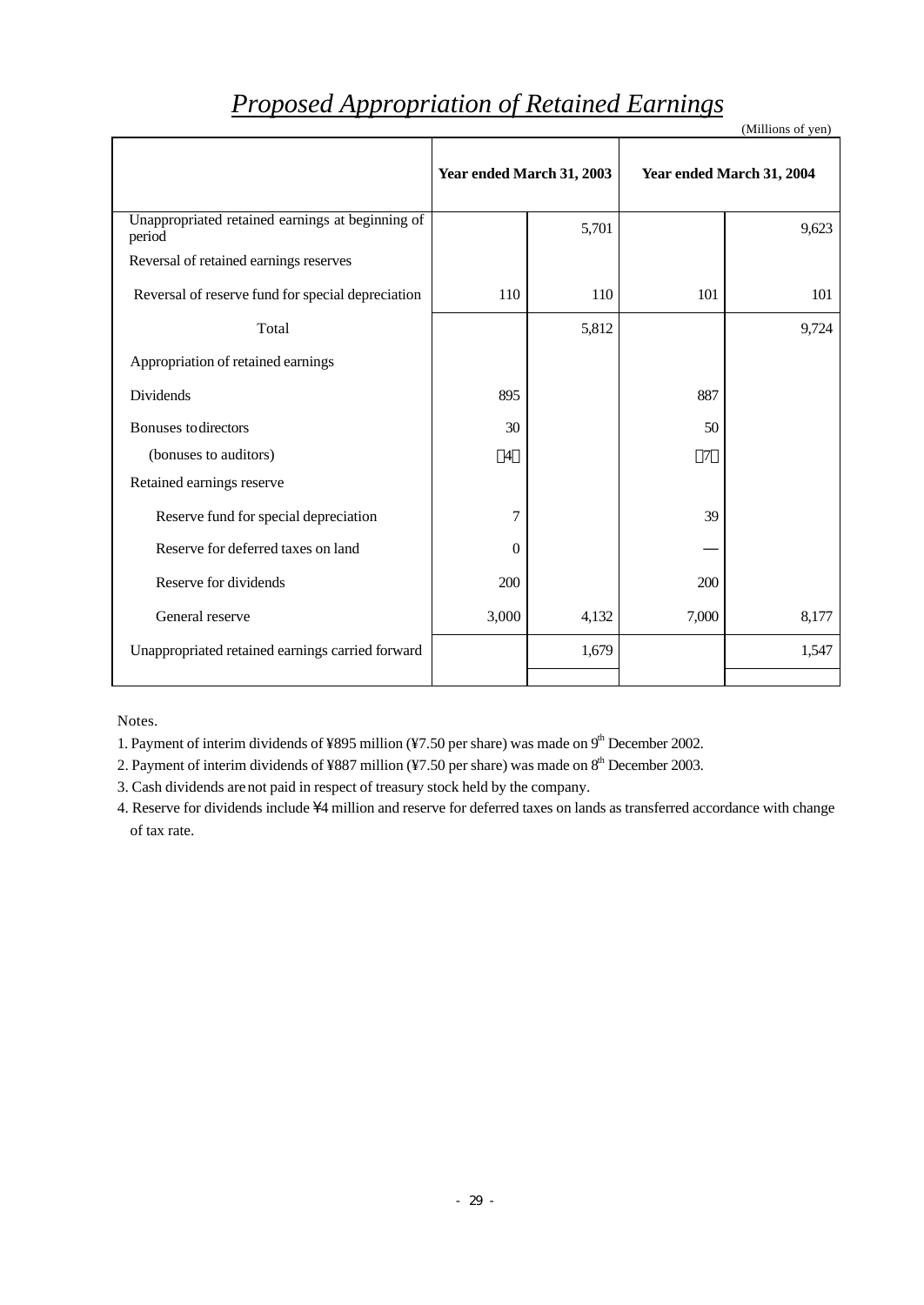# *Proposed Appropriation of Retained Earnings*

(Millions of yen)

| | Year ended March 31, 2003 | | Year ended March 31, 2004 | |
|---|---|---|---|---|
| Unappropriated retained earnings at beginning of period | | 5,701 | | 9,623 |
| Reversal of retained earnings reserves | | | | |
| Reversal of reserve fund for special depreciation | 110 | 110 | 101 | 101 |
| Total | | 5,812 | | 9,724 |
| Appropriation of retained earnings | | | | |
| Dividends | 895 | | 887 | |
| Bonuses to directors | 30 | | 50 | |
| (bonuses to auditors) | (4) | | (7) | |
| Retained earnings reserve | | | | |
| Reserve fund for special depreciation | 7 | | 39 | |
| Reserve for deferred taxes on land | 0 | | — | |
| Reserve for dividends | 200 | | 200 | |
| General reserve | 3,000 | 4,132 | 7,000 | 8,177 |
| Unappropriated retained earnings carried forward | | 1,679 | | 1,547 |

Notes.

1. Payment of interim dividends of ¥895 million (¥7.50 per share) was made on 9th December 2002.
2. Payment of interim dividends of ¥887 million (¥7.50 per share) was made on 8th December 2003.
3. Cash dividends are not paid in respect of treasury stock held by the company.
4. Reserve for dividends include ¥4 million and reserve for deferred taxes on lands as transferred accordance with change of tax rate.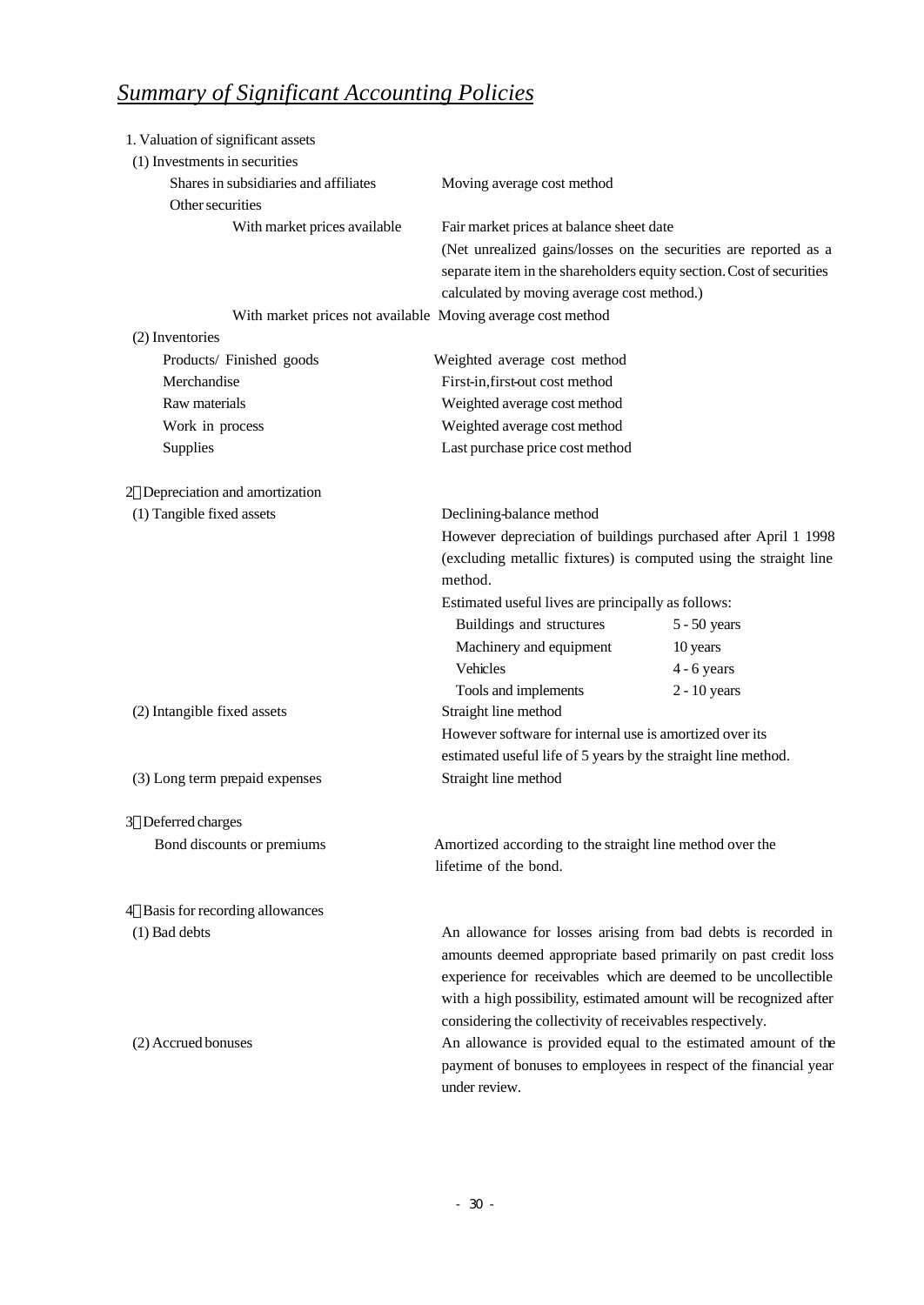# *Summary of Significant Accounting Policies*

1. Valuation of significant assets

(1) Investments in securities

| | |
|---|---|
| Shares in subsidiaries and affiliates | Moving average cost method |
| Other securities | |
| With market prices available | Fair market prices at balance sheet date (Net unrealized gains/losses on the securities are reported as a separate item in the shareholders equity section. Cost of securities calculated by moving average cost method.) |
| With market prices not available | Moving average cost method |

(2) Inventories

| | |
|---|---|
| Products/ Finished goods | Weighted average cost method |
| Merchandise | First-in,first-out cost method |
| Raw materials | Weighted average cost method |
| Work in process | Weighted average cost method |
| Supplies | Last purchase price cost method |

2 Depreciation and amortization

(1) Tangible fixed assets

Declining-balance method

However depreciation of buildings purchased after April 1 1998 (excluding metallic fixtures) is computed using the straight line method.

Estimated useful lives are principally as follows:

| | |
|---|---|
| Buildings and structures | 5 - 50 years |
| Machinery and equipment | 10 years |
| Vehicles | 4 - 6 years |
| Tools and implements | 2 - 10 years |

(2) Intangible fixed assets

Straight line method

However software for internal use is amortized over its estimated useful life of 5 years by the straight line method.

(3) Long term prepaid expenses

Straight line method

3 Deferred charges

Bond discounts or premiums — Amortized according to the straight line method over the lifetime of the bond.

4 Basis for recording allowances

(1) Bad debts

An allowance for losses arising from bad debts is recorded in amounts deemed appropriate based primarily on past credit loss experience for receivables which are deemed to be uncollectible with a high possibility, estimated amount will be recognized after considering the collectivity of receivables respectively.

(2) Accrued bonuses

An allowance is provided equal to the estimated amount of the payment of bonuses to employees in respect of the financial year under review.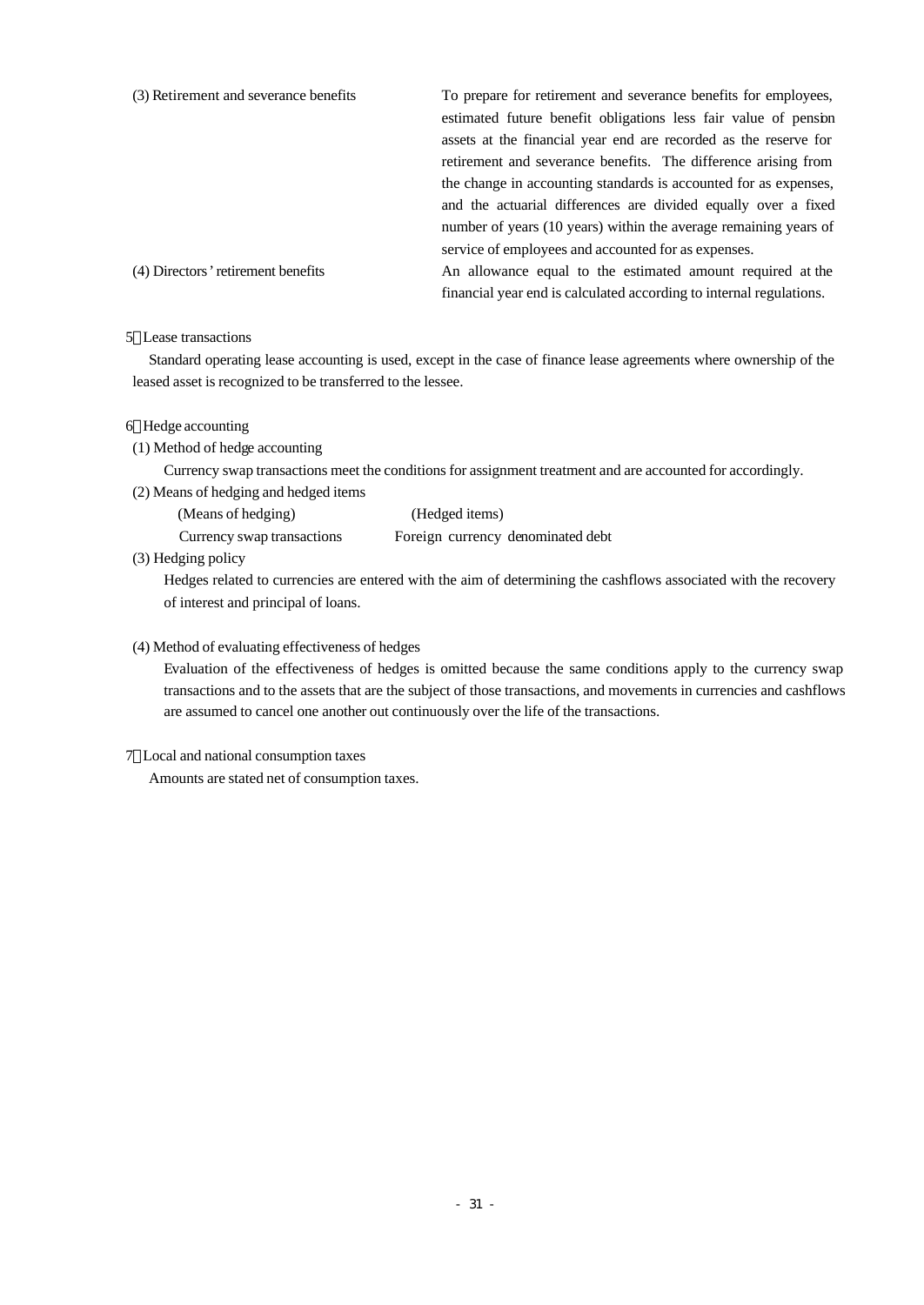(3) Retirement and severance benefits

To prepare for retirement and severance benefits for employees, estimated future benefit obligations less fair value of pension assets at the financial year end are recorded as the reserve for retirement and severance benefits. The difference arising from the change in accounting standards is accounted for as expenses, and the actuarial differences are divided equally over a fixed number of years (10 years) within the average remaining years of service of employees and accounted for as expenses.

(4) Directors' retirement benefits

An allowance equal to the estimated amount required at the financial year end is calculated according to internal regulations.

5. Lease transactions

Standard operating lease accounting is used, except in the case of finance lease agreements where ownership of the leased asset is recognized to be transferred to the lessee.

6. Hedge accounting

(1) Method of hedge accounting

Currency swap transactions meet the conditions for assignment treatment and are accounted for accordingly.

(2) Means of hedging and hedged items

| (Means of hedging) | (Hedged items) |
|---|---|
| Currency swap transactions | Foreign currency denominated debt |

(3) Hedging policy

Hedges related to currencies are entered with the aim of determining the cashflows associated with the recovery of interest and principal of loans.

(4) Method of evaluating effectiveness of hedges

Evaluation of the effectiveness of hedges is omitted because the same conditions apply to the currency swap transactions and to the assets that are the subject of those transactions, and movements in currencies and cashflows are assumed to cancel one another out continuously over the life of the transactions.

7. Local and national consumption taxes

Amounts are stated net of consumption taxes.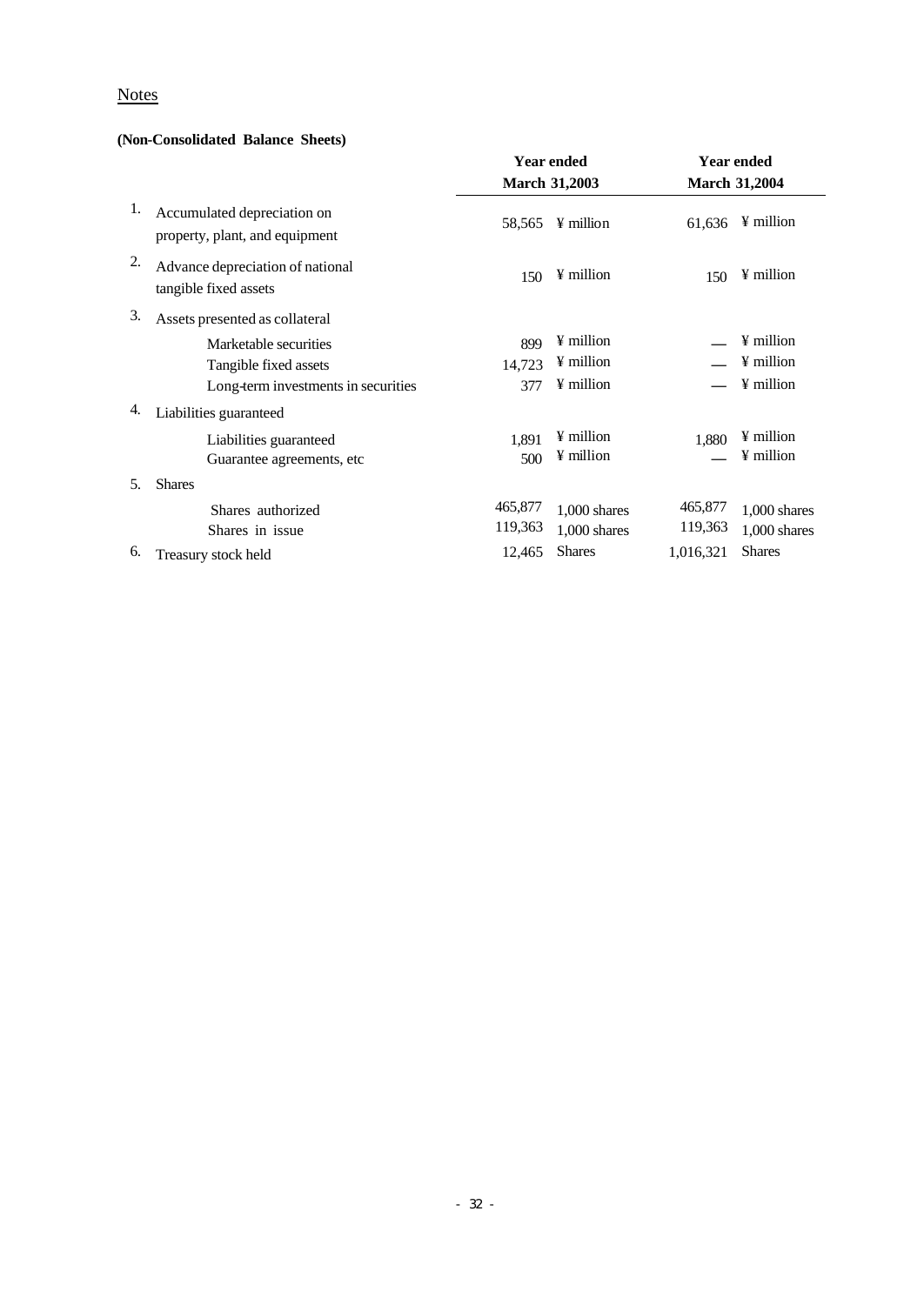Notes

**(Non-Consolidated Balance Sheets)**

| | | Year ended March 31,2003 | | Year ended March 31,2004 | |
|---|---|---|---|---|---|
| 1. | Accumulated depreciation on property, plant, and equipment | 58,565 | ¥ million | 61,636 | ¥ million |
| 2. | Advance depreciation of national tangible fixed assets | 150 | ¥ million | 150 | ¥ million |
| 3. | Assets presented as collateral | | | | |
| | Marketable securities | 899 | ¥ million | — | ¥ million |
| | Tangible fixed assets | 14,723 | ¥ million | — | ¥ million |
| | Long-term investments in securities | 377 | ¥ million | — | ¥ million |
| 4. | Liabilities guaranteed | | | | |
| | Liabilities guaranteed | 1,891 | ¥ million | 1,880 | ¥ million |
| | Guarantee agreements, etc | 500 | ¥ million | — | ¥ million |
| 5. | Shares | | | | |
| | Shares authorized | 465,877 | 1,000 shares | 465,877 | 1,000 shares |
| | Shares in issue | 119,363 | 1,000 shares | 119,363 | 1,000 shares |
| 6. | Treasury stock held | 12,465 | Shares | 1,016,321 | Shares |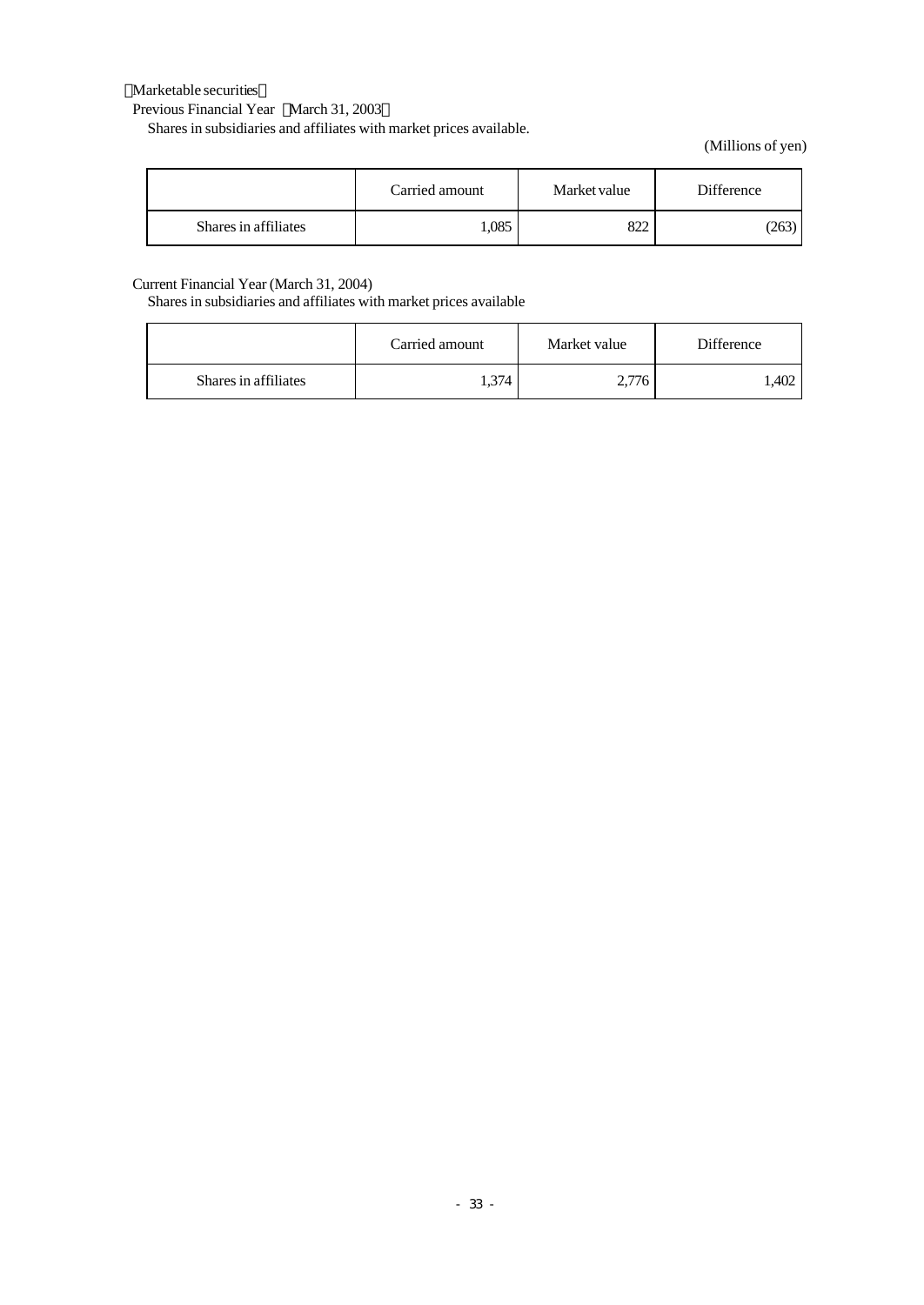Marketable securities

Previous Financial Year (March 31, 2003)

Shares in subsidiaries and affiliates with market prices available.

(Millions of yen)

| | Carried amount | Market value | Difference |
|---|---|---|---|
| Shares in affiliates | 1,085 | 822 | (263) |

Current Financial Year (March 31, 2004)

Shares in subsidiaries and affiliates with market prices available

| | Carried amount | Market value | Difference |
|---|---|---|---|
| Shares in affiliates | 1,374 | 2,776 | 1,402 |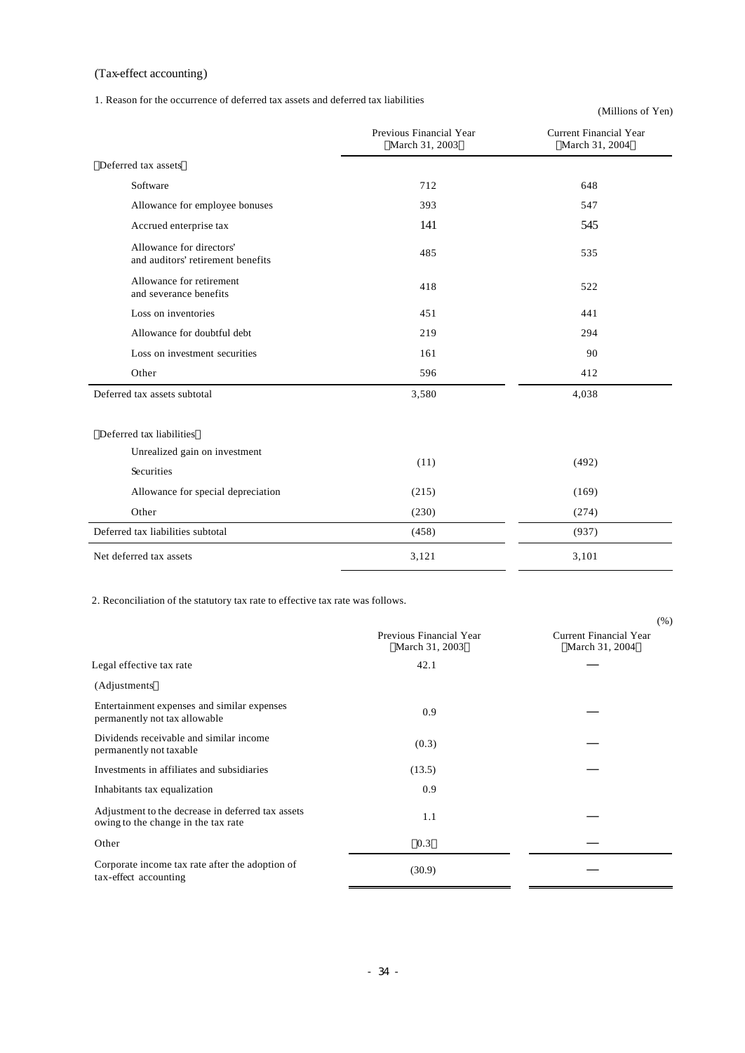(Tax-effect accounting)

1. Reason for the occurrence of deferred tax assets and deferred tax liabilities

(Millions of Yen)

| | Previous Financial Year (March 31, 2003) | Current Financial Year (March 31, 2004) |
|---|---|---|
| (Deferred tax assets) | | |
| Software | 712 | 648 |
| Allowance for employee bonuses | 393 | 547 |
| Accrued enterprise tax | 141 | 545 |
| Allowance for directors' and auditors' retirement benefits | 485 | 535 |
| Allowance for retirement and severance benefits | 418 | 522 |
| Loss on inventories | 451 | 441 |
| Allowance for doubtful debt | 219 | 294 |
| Loss on investment securities | 161 | 90 |
| Other | 596 | 412 |
| Deferred tax assets subtotal | 3,580 | 4,038 |
| (Deferred tax liabilities) | | |
| Unrealized gain on investment Securities | (11) | (492) |
| Allowance for special depreciation | (215) | (169) |
| Other | (230) | (274) |
| Deferred tax liabilities subtotal | (458) | (937) |
| Net deferred tax assets | 3,121 | 3,101 |

2. Reconciliation of the statutory tax rate to effective tax rate was follows.

(%)

| | Previous Financial Year (March 31, 2003) | Current Financial Year (March 31, 2004) |
|---|---|---|
| Legal effective tax rate | 42.1 | — |
| (Adjustments) | | |
| Entertainment expenses and similar expenses permanently not tax allowable | 0.9 | — |
| Dividends receivable and similar income permanently not taxable | (0.3) | — |
| Investments in affiliates and subsidiaries | (13.5) | — |
| Inhabitants tax equalization | 0.9 | |
| Adjustment to the decrease in deferred tax assets owing to the change in the tax rate | 1.1 | — |
| Other | (0.3) | — |
| Corporate income tax rate after the adoption of tax-effect accounting | (30.9) | — |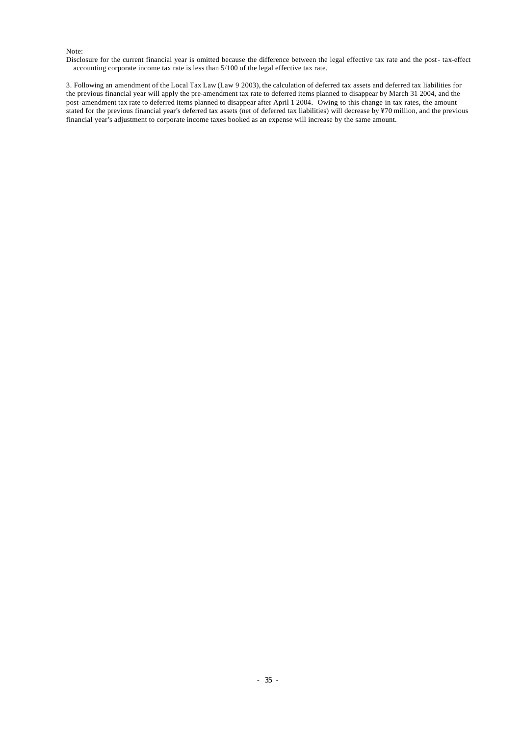Note:

Disclosure for the current financial year is omitted because the difference between the legal effective tax rate and the post- tax-effect accounting corporate income tax rate is less than 5/100 of the legal effective tax rate.

3. Following an amendment of the Local Tax Law (Law 9 2003), the calculation of deferred tax assets and deferred tax liabilities for the previous financial year will apply the pre-amendment tax rate to deferred items planned to disappear by March 31 2004, and the post-amendment tax rate to deferred items planned to disappear after April 1 2004. Owing to this change in tax rates, the amount stated for the previous financial year's deferred tax assets (net of deferred tax liabilities) will decrease by ¥70 million, and the previous financial year's adjustment to corporate income taxes booked as an expense will increase by the same amount.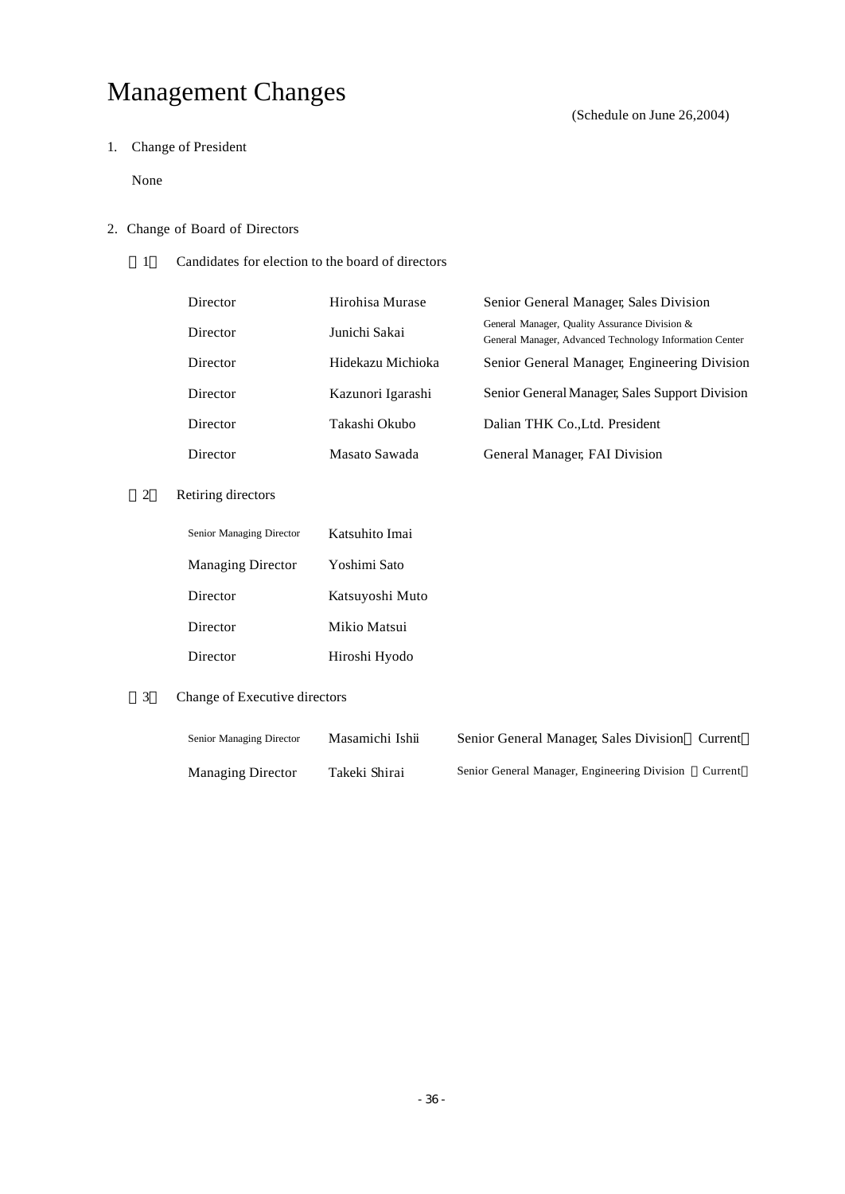# Management Changes

(Schedule on June 26,2004)

1. Change of President

None

2. Change of Board of Directors

（1） Candidates for election to the board of directors

| | | |
|---|---|---|
| Director | Hirohisa Murase | Senior General Manager, Sales Division |
| Director | Junichi Sakai | General Manager, Quality Assurance Division & General Manager, Advanced Technology Information Center |
| Director | Hidekazu Michioka | Senior General Manager, Engineering Division |
| Director | Kazunori Igarashi | Senior General Manager, Sales Support Division |
| Director | Takashi Okubo | Dalian THK Co.,Ltd. President |
| Director | Masato Sawada | General Manager, FAI Division |

（2） Retiring directors

| | |
|---|---|
| Senior Managing Director | Katsuhito Imai |
| Managing Director | Yoshimi Sato |
| Director | Katsuyoshi Muto |
| Director | Mikio Matsui |
| Director | Hiroshi Hyodo |

（3） Change of Executive directors

| | | |
|---|---|---|
| Senior Managing Director | Masamichi Ishii | Senior General Manager, Sales Division（Current） |
| Managing Director | Takeki Shirai | Senior General Manager, Engineering Division （Current） |